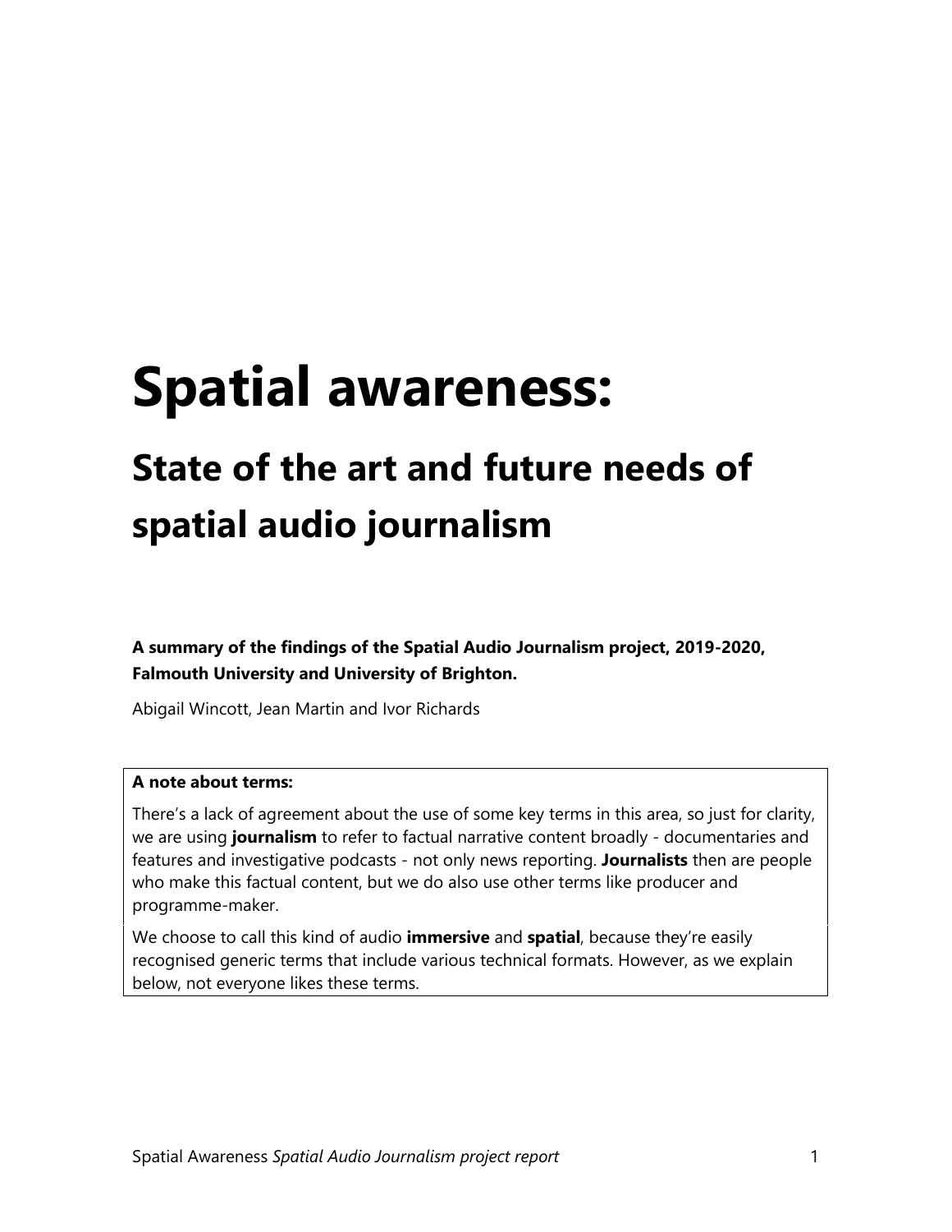# Spatial awareness:

## State of the art and future needs of spatial audio journalism

**A summary of the findings of the Spatial Audio Journalism project, 2019-2020, Falmouth University and University of Brighton.**

Abigail Wincott, Jean Martin and Ivor Richards

**A note about terms:**

There's a lack of agreement about the use of some key terms in this area, so just for clarity, we are using **journalism** to refer to factual narrative content broadly - documentaries and features and investigative podcasts - not only news reporting. **Journalists** then are people who make this factual content, but we do also use other terms like producer and programme-maker.

We choose to call this kind of audio **immersive** and **spatial**, because they're easily recognised generic terms that include various technical formats. However, as we explain below, not everyone likes these terms.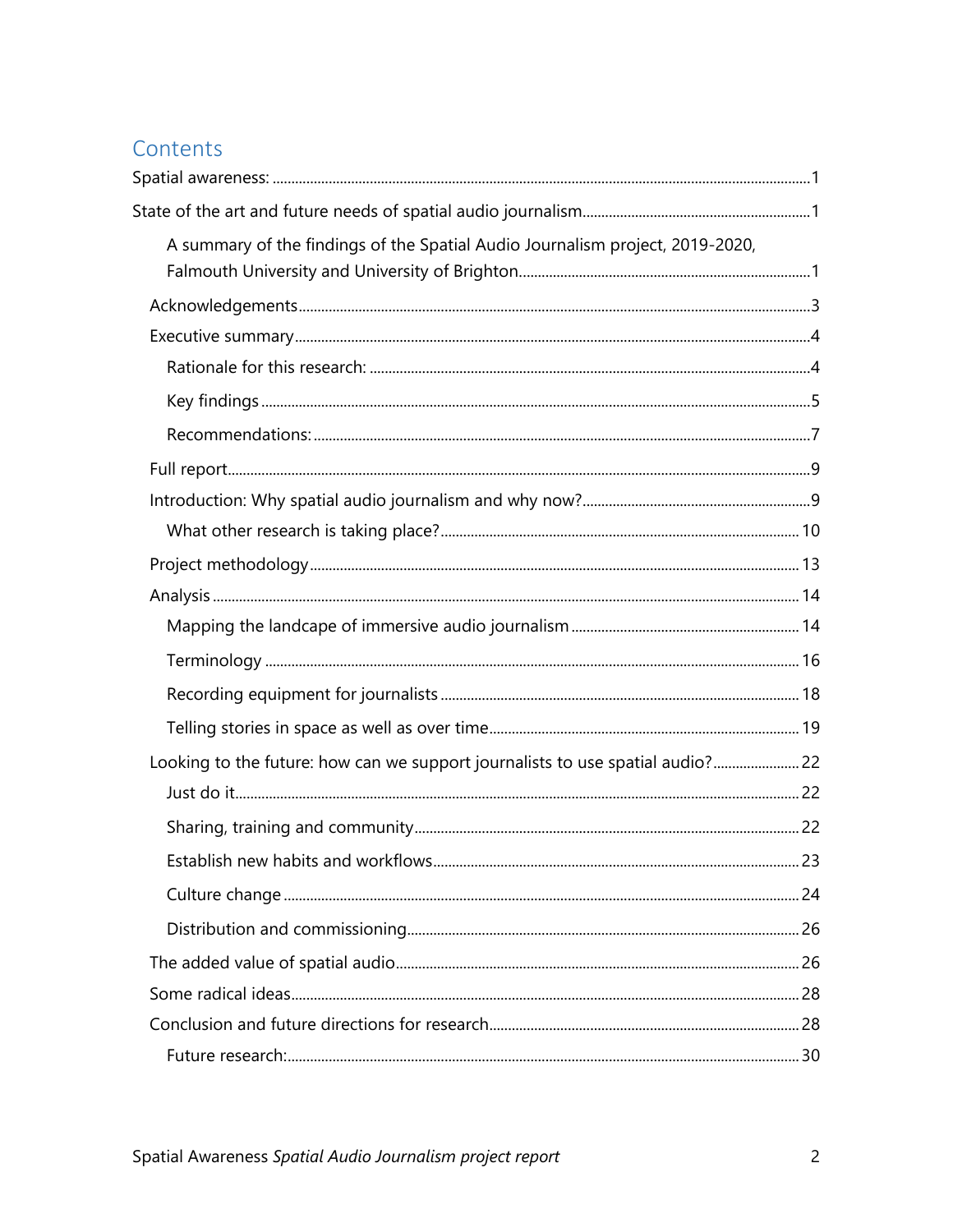## Contents

Spatial awareness: ....................................................................................................................................1

State of the art and future needs of spatial audio journalism..........................................................1

- A summary of the findings of the Spatial Audio Journalism project, 2019-2020, Falmouth University and University of Brighton..........................................................................1

Acknowledgements......................................................................................................................................3

Executive summary.......................................................................................................................................4

- Rationale for this research: ...................................................................................................................4
- Key findings ................................................................................................................................................5
- Recommendations: ..................................................................................................................................7

Full report........................................................................................................................................................9

Introduction: Why spatial audio journalism and why now?...........................................................9

- What other research is taking place?............................................................................................ 10

Project methodology ................................................................................................................................ 13

Analysis .......................................................................................................................................................... 14

- Mapping the landcape of immersive audio journalism ........................................................... 14
- Terminology ............................................................................................................................................ 16
- Recording equipment for journalists .............................................................................................. 18
- Telling stories in space as well as over time................................................................................. 19

Looking to the future: how can we support journalists to use spatial audio?....................... 22

- Just do it.................................................................................................................................................... 22
- Sharing, training and community..................................................................................................... 22
- Establish new habits and workflows................................................................................................ 23
- Culture change ....................................................................................................................................... 24
- Distribution and commissioning....................................................................................................... 26

The added value of spatial audio.......................................................................................................... 26

Some radical ideas...................................................................................................................................... 28

Conclusion and future directions for research................................................................................. 28

- Future research:...................................................................................................................................... 30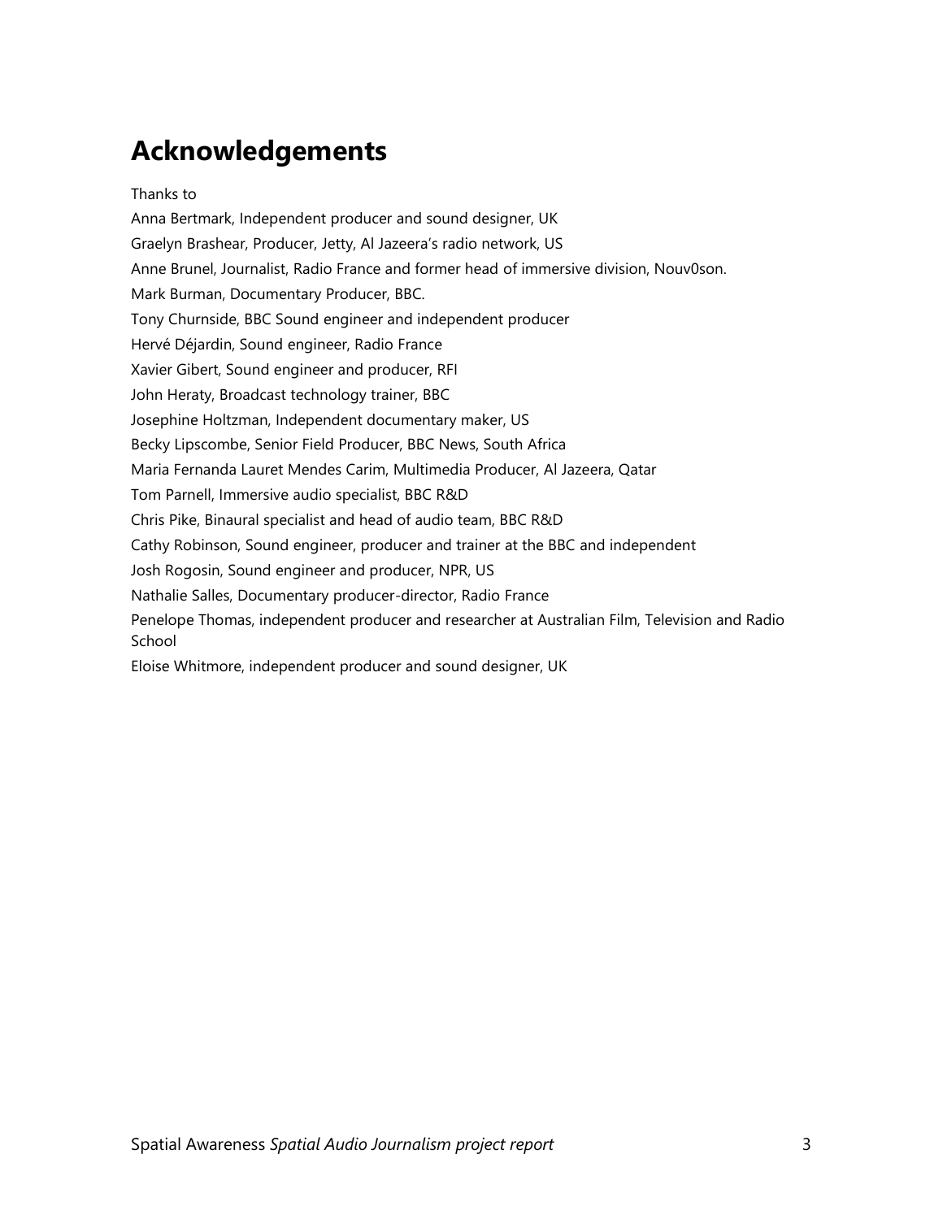## Acknowledgements

Thanks to

Anna Bertmark, Independent producer and sound designer, UK

Graelyn Brashear, Producer, Jetty, Al Jazeera's radio network, US

Anne Brunel, Journalist, Radio France and former head of immersive division, Nouv0son.

Mark Burman, Documentary Producer, BBC.

Tony Churnside, BBC Sound engineer and independent producer

Hervé Déjardin, Sound engineer, Radio France

Xavier Gibert, Sound engineer and producer, RFI

John Heraty, Broadcast technology trainer, BBC

Josephine Holtzman, Independent documentary maker, US

Becky Lipscombe, Senior Field Producer, BBC News, South Africa

Maria Fernanda Lauret Mendes Carim, Multimedia Producer, Al Jazeera, Qatar

Tom Parnell, Immersive audio specialist, BBC R&D

Chris Pike, Binaural specialist and head of audio team, BBC R&D

Cathy Robinson, Sound engineer, producer and trainer at the BBC and independent

Josh Rogosin, Sound engineer and producer, NPR, US

Nathalie Salles, Documentary producer-director, Radio France

Penelope Thomas, independent producer and researcher at Australian Film, Television and Radio School

Eloise Whitmore, independent producer and sound designer, UK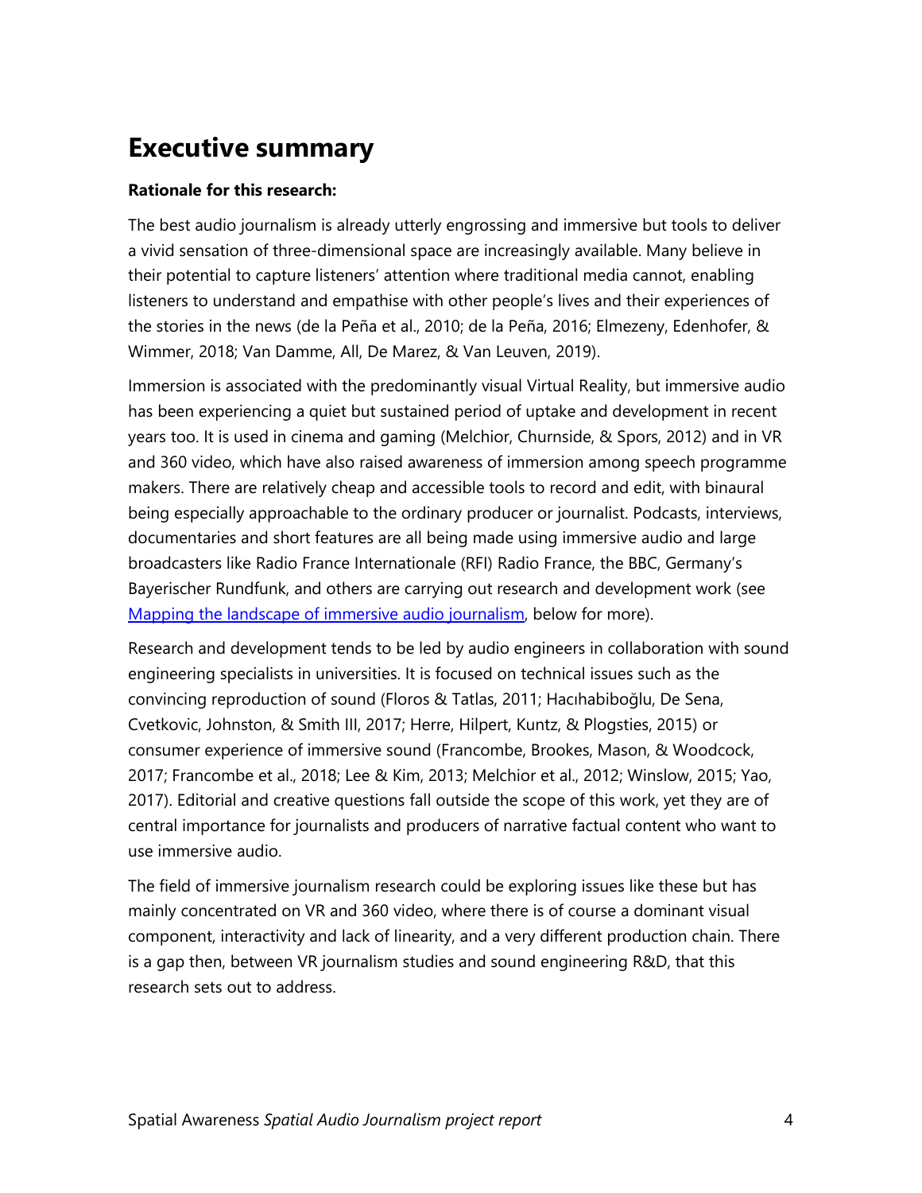# Executive summary

**Rationale for this research:**

The best audio journalism is already utterly engrossing and immersive but tools to deliver a vivid sensation of three-dimensional space are increasingly available. Many believe in their potential to capture listeners' attention where traditional media cannot, enabling listeners to understand and empathise with other people's lives and their experiences of the stories in the news (de la Peña et al., 2010; de la Peña, 2016; Elmezeny, Edenhofer, & Wimmer, 2018; Van Damme, All, De Marez, & Van Leuven, 2019).

Immersion is associated with the predominantly visual Virtual Reality, but immersive audio has been experiencing a quiet but sustained period of uptake and development in recent years too. It is used in cinema and gaming (Melchior, Churnside, & Spors, 2012) and in VR and 360 video, which have also raised awareness of immersion among speech programme makers. There are relatively cheap and accessible tools to record and edit, with binaural being especially approachable to the ordinary producer or journalist. Podcasts, interviews, documentaries and short features are all being made using immersive audio and large broadcasters like Radio France Internationale (RFI) Radio France, the BBC, Germany's Bayerischer Rundfunk, and others are carrying out research and development work (see [Mapping the landscape of immersive audio journalism](), below for more).

Research and development tends to be led by audio engineers in collaboration with sound engineering specialists in universities. It is focused on technical issues such as the convincing reproduction of sound (Floros & Tatlas, 2011; Hacıhabiboğlu, De Sena, Cvetkovic, Johnston, & Smith III, 2017; Herre, Hilpert, Kuntz, & Plogsties, 2015) or consumer experience of immersive sound (Francombe, Brookes, Mason, & Woodcock, 2017; Francombe et al., 2018; Lee & Kim, 2013; Melchior et al., 2012; Winslow, 2015; Yao, 2017). Editorial and creative questions fall outside the scope of this work, yet they are of central importance for journalists and producers of narrative factual content who want to use immersive audio.

The field of immersive journalism research could be exploring issues like these but has mainly concentrated on VR and 360 video, where there is of course a dominant visual component, interactivity and lack of linearity, and a very different production chain. There is a gap then, between VR journalism studies and sound engineering R&D, that this research sets out to address.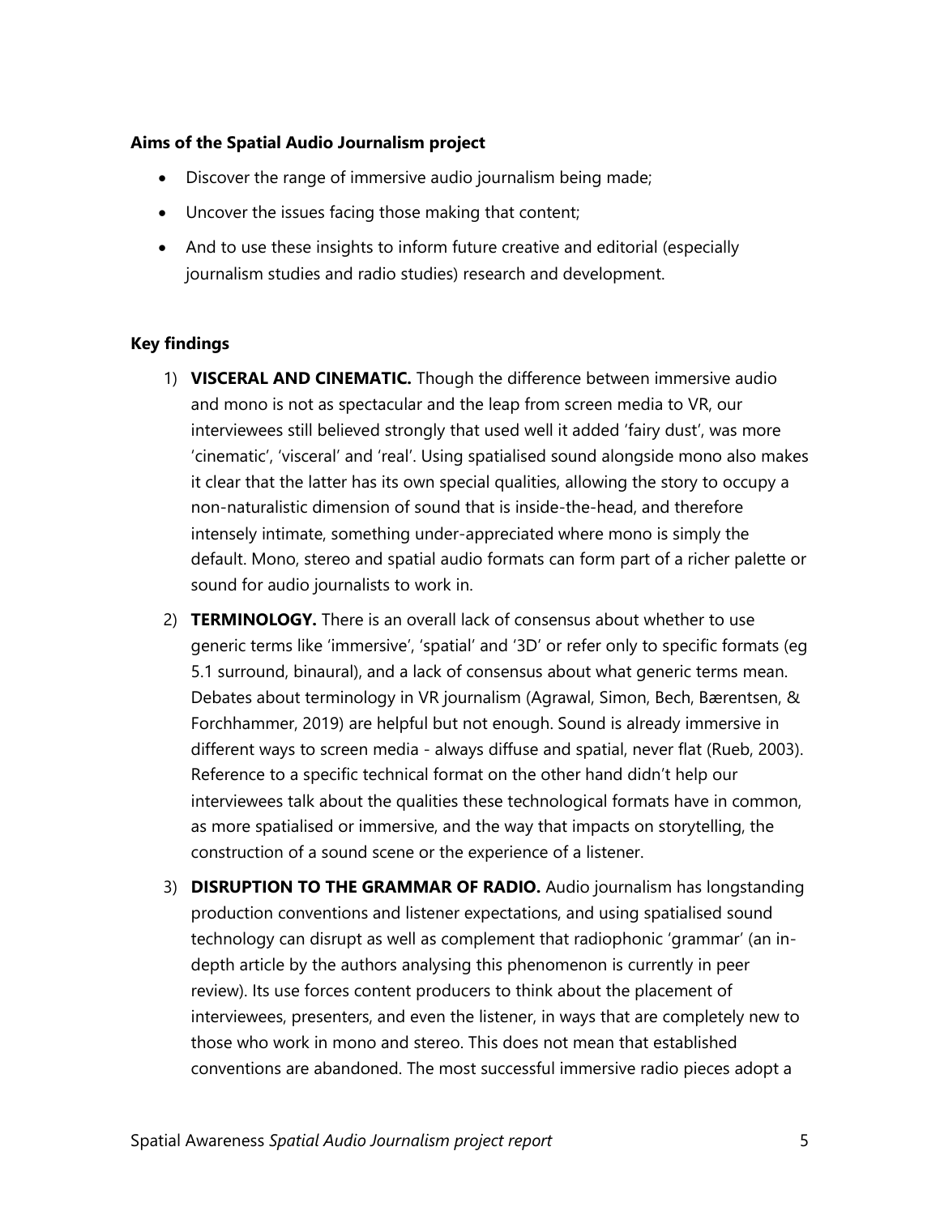**Aims of the Spatial Audio Journalism project**

- Discover the range of immersive audio journalism being made;
- Uncover the issues facing those making that content;
- And to use these insights to inform future creative and editorial (especially journalism studies and radio studies) research and development.

**Key findings**

1) **VISCERAL AND CINEMATIC.** Though the difference between immersive audio and mono is not as spectacular and the leap from screen media to VR, our interviewees still believed strongly that used well it added 'fairy dust', was more 'cinematic', 'visceral' and 'real'. Using spatialised sound alongside mono also makes it clear that the latter has its own special qualities, allowing the story to occupy a non-naturalistic dimension of sound that is inside-the-head, and therefore intensely intimate, something under-appreciated where mono is simply the default. Mono, stereo and spatial audio formats can form part of a richer palette or sound for audio journalists to work in.

2) **TERMINOLOGY.** There is an overall lack of consensus about whether to use generic terms like 'immersive', 'spatial' and '3D' or refer only to specific formats (eg 5.1 surround, binaural), and a lack of consensus about what generic terms mean. Debates about terminology in VR journalism (Agrawal, Simon, Bech, Bærentsen, & Forchhammer, 2019) are helpful but not enough. Sound is already immersive in different ways to screen media - always diffuse and spatial, never flat (Rueb, 2003). Reference to a specific technical format on the other hand didn't help our interviewees talk about the qualities these technological formats have in common, as more spatialised or immersive, and the way that impacts on storytelling, the construction of a sound scene or the experience of a listener.

3) **DISRUPTION TO THE GRAMMAR OF RADIO.** Audio journalism has longstanding production conventions and listener expectations, and using spatialised sound technology can disrupt as well as complement that radiophonic 'grammar' (an in-depth article by the authors analysing this phenomenon is currently in peer review). Its use forces content producers to think about the placement of interviewees, presenters, and even the listener, in ways that are completely new to those who work in mono and stereo. This does not mean that established conventions are abandoned. The most successful immersive radio pieces adopt a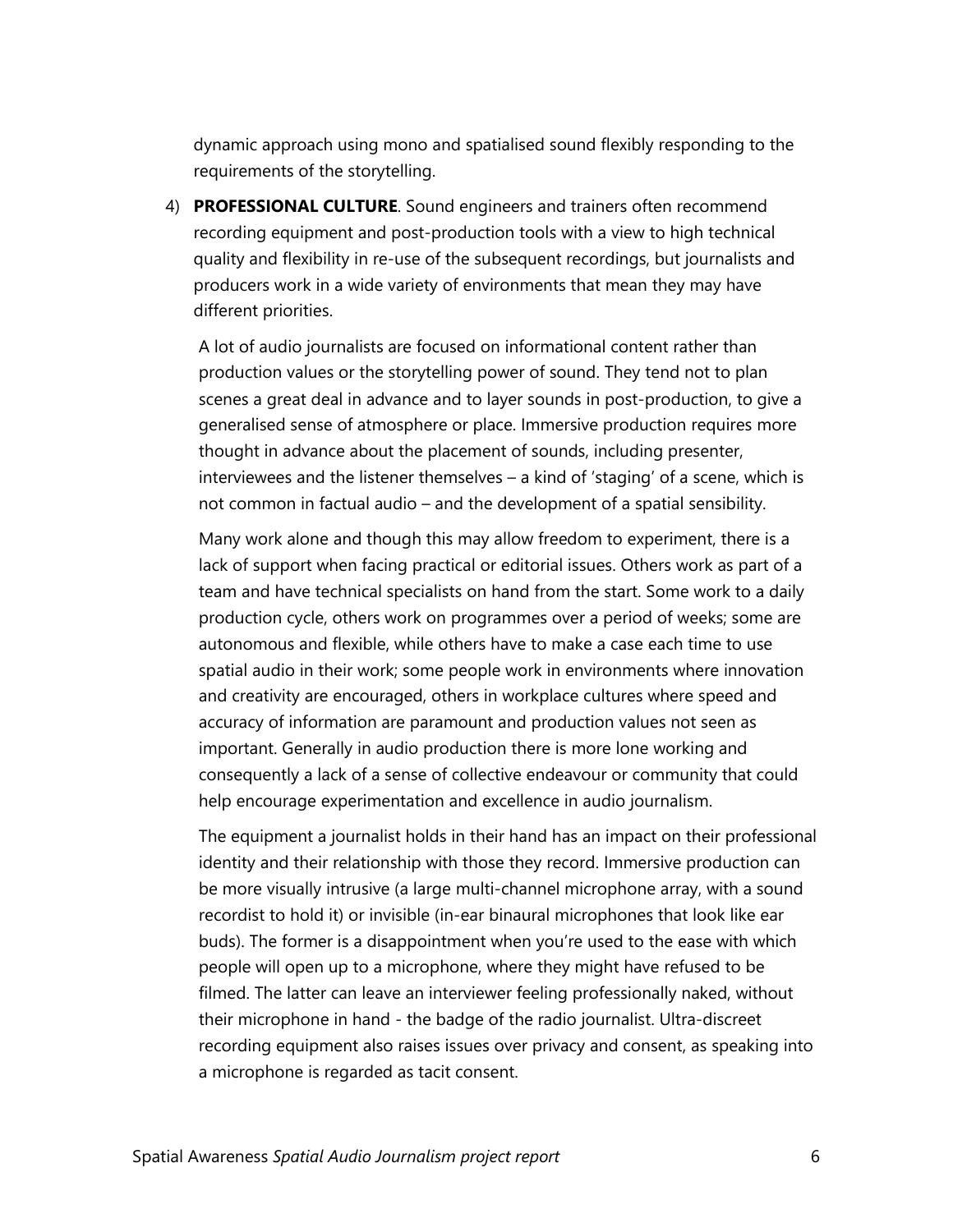dynamic approach using mono and spatialised sound flexibly responding to the requirements of the storytelling.

4) **PROFESSIONAL CULTURE**. Sound engineers and trainers often recommend recording equipment and post-production tools with a view to high technical quality and flexibility in re-use of the subsequent recordings, but journalists and producers work in a wide variety of environments that mean they may have different priorities.

   A lot of audio journalists are focused on informational content rather than production values or the storytelling power of sound. They tend not to plan scenes a great deal in advance and to layer sounds in post-production, to give a generalised sense of atmosphere or place. Immersive production requires more thought in advance about the placement of sounds, including presenter, interviewees and the listener themselves – a kind of 'staging' of a scene, which is not common in factual audio – and the development of a spatial sensibility.

   Many work alone and though this may allow freedom to experiment, there is a lack of support when facing practical or editorial issues. Others work as part of a team and have technical specialists on hand from the start. Some work to a daily production cycle, others work on programmes over a period of weeks; some are autonomous and flexible, while others have to make a case each time to use spatial audio in their work; some people work in environments where innovation and creativity are encouraged, others in workplace cultures where speed and accuracy of information are paramount and production values not seen as important. Generally in audio production there is more lone working and consequently a lack of a sense of collective endeavour or community that could help encourage experimentation and excellence in audio journalism.

   The equipment a journalist holds in their hand has an impact on their professional identity and their relationship with those they record. Immersive production can be more visually intrusive (a large multi-channel microphone array, with a sound recordist to hold it) or invisible (in-ear binaural microphones that look like ear buds). The former is a disappointment when you're used to the ease with which people will open up to a microphone, where they might have refused to be filmed. The latter can leave an interviewer feeling professionally naked, without their microphone in hand - the badge of the radio journalist. Ultra-discreet recording equipment also raises issues over privacy and consent, as speaking into a microphone is regarded as tacit consent.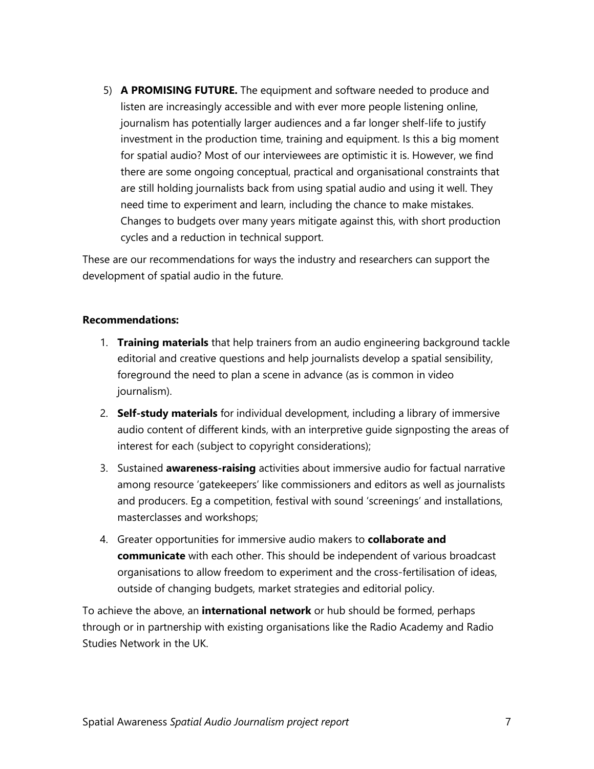5) **A PROMISING FUTURE.** The equipment and software needed to produce and listen are increasingly accessible and with ever more people listening online, journalism has potentially larger audiences and a far longer shelf-life to justify investment in the production time, training and equipment. Is this a big moment for spatial audio? Most of our interviewees are optimistic it is. However, we find there are some ongoing conceptual, practical and organisational constraints that are still holding journalists back from using spatial audio and using it well. They need time to experiment and learn, including the chance to make mistakes. Changes to budgets over many years mitigate against this, with short production cycles and a reduction in technical support.

These are our recommendations for ways the industry and researchers can support the development of spatial audio in the future.

**Recommendations:**

1. **Training materials** that help trainers from an audio engineering background tackle editorial and creative questions and help journalists develop a spatial sensibility, foreground the need to plan a scene in advance (as is common in video journalism).
2. **Self-study materials** for individual development, including a library of immersive audio content of different kinds, with an interpretive guide signposting the areas of interest for each (subject to copyright considerations);
3. Sustained **awareness-raising** activities about immersive audio for factual narrative among resource 'gatekeepers' like commissioners and editors as well as journalists and producers. Eg a competition, festival with sound 'screenings' and installations, masterclasses and workshops;
4. Greater opportunities for immersive audio makers to **collaborate and communicate** with each other. This should be independent of various broadcast organisations to allow freedom to experiment and the cross-fertilisation of ideas, outside of changing budgets, market strategies and editorial policy.

To achieve the above, an **international network** or hub should be formed, perhaps through or in partnership with existing organisations like the Radio Academy and Radio Studies Network in the UK.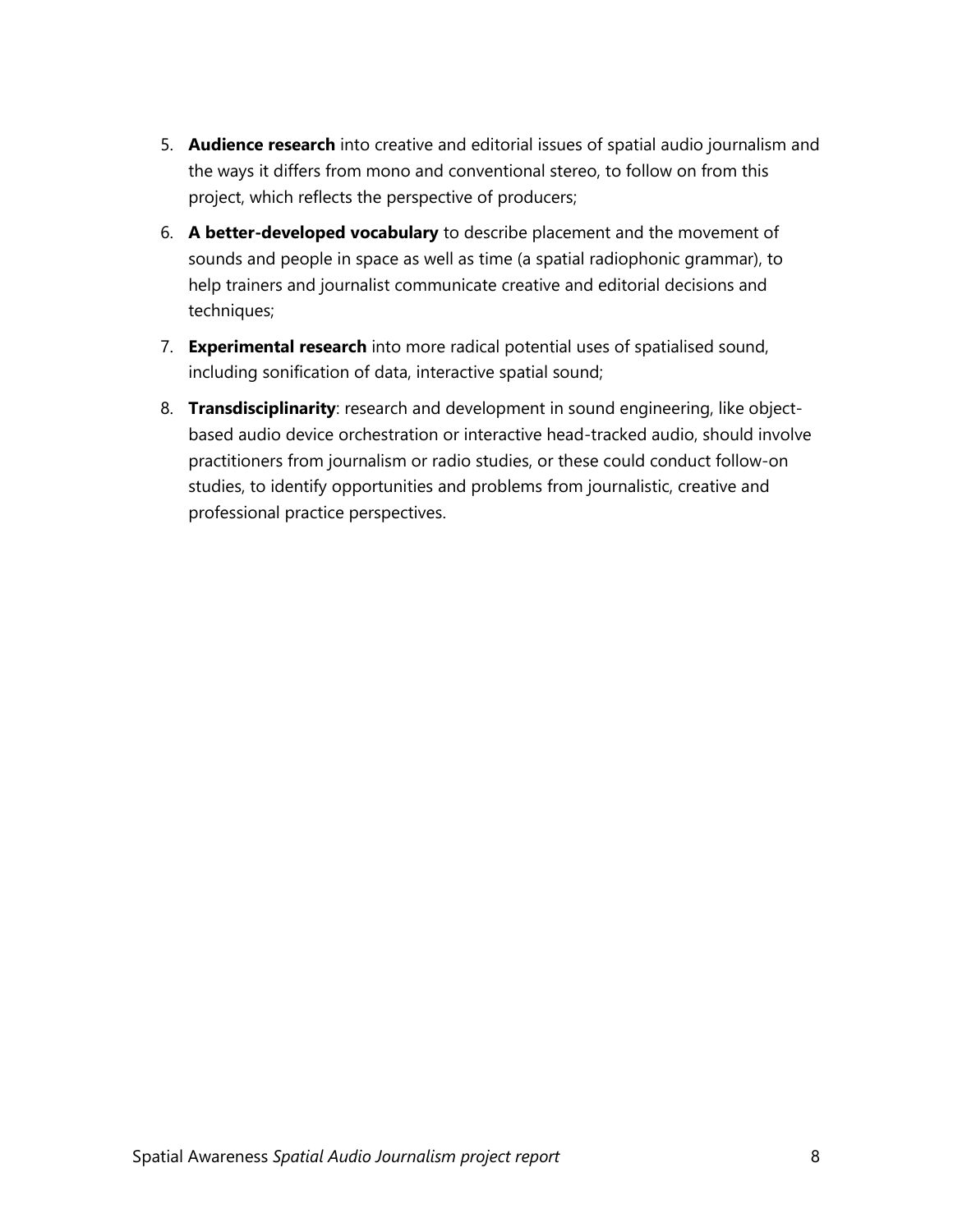5. **Audience research** into creative and editorial issues of spatial audio journalism and the ways it differs from mono and conventional stereo, to follow on from this project, which reflects the perspective of producers;
6. **A better-developed vocabulary** to describe placement and the movement of sounds and people in space as well as time (a spatial radiophonic grammar), to help trainers and journalist communicate creative and editorial decisions and techniques;
7. **Experimental research** into more radical potential uses of spatialised sound, including sonification of data, interactive spatial sound;
8. **Transdisciplinarity**: research and development in sound engineering, like object-based audio device orchestration or interactive head-tracked audio, should involve practitioners from journalism or radio studies, or these could conduct follow-on studies, to identify opportunities and problems from journalistic, creative and professional practice perspectives.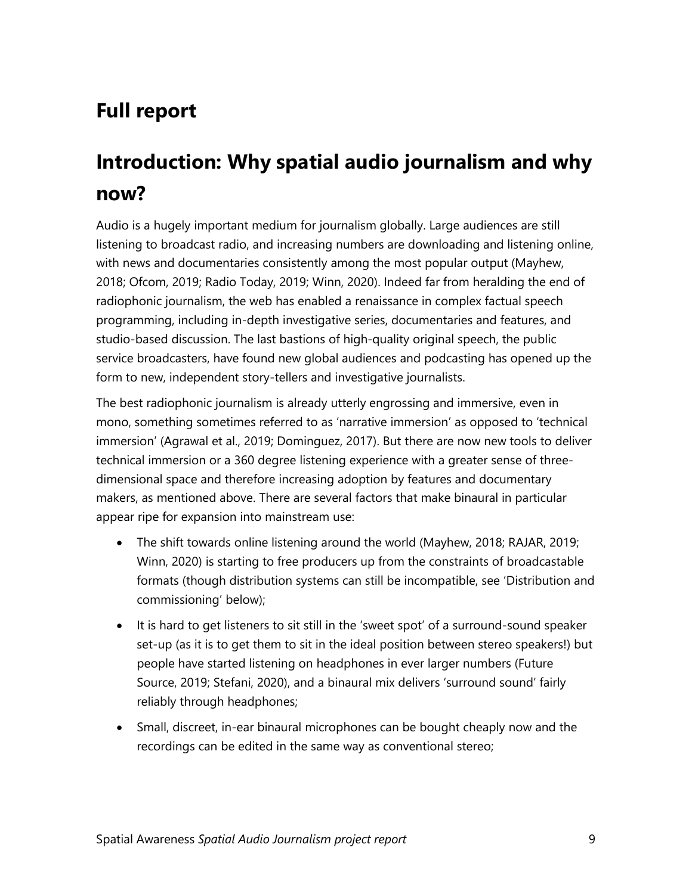# Full report

## Introduction: Why spatial audio journalism and why now?

Audio is a hugely important medium for journalism globally. Large audiences are still listening to broadcast radio, and increasing numbers are downloading and listening online, with news and documentaries consistently among the most popular output (Mayhew, 2018; Ofcom, 2019; Radio Today, 2019; Winn, 2020). Indeed far from heralding the end of radiophonic journalism, the web has enabled a renaissance in complex factual speech programming, including in-depth investigative series, documentaries and features, and studio-based discussion. The last bastions of high-quality original speech, the public service broadcasters, have found new global audiences and podcasting has opened up the form to new, independent story-tellers and investigative journalists.

The best radiophonic journalism is already utterly engrossing and immersive, even in mono, something sometimes referred to as 'narrative immersion' as opposed to 'technical immersion' (Agrawal et al., 2019; Dominguez, 2017). But there are now new tools to deliver technical immersion or a 360 degree listening experience with a greater sense of three-dimensional space and therefore increasing adoption by features and documentary makers, as mentioned above. There are several factors that make binaural in particular appear ripe for expansion into mainstream use:

- The shift towards online listening around the world (Mayhew, 2018; RAJAR, 2019; Winn, 2020) is starting to free producers up from the constraints of broadcastable formats (though distribution systems can still be incompatible, see 'Distribution and commissioning' below);
- It is hard to get listeners to sit still in the 'sweet spot' of a surround-sound speaker set-up (as it is to get them to sit in the ideal position between stereo speakers!) but people have started listening on headphones in ever larger numbers (Future Source, 2019; Stefani, 2020), and a binaural mix delivers 'surround sound' fairly reliably through headphones;
- Small, discreet, in-ear binaural microphones can be bought cheaply now and the recordings can be edited in the same way as conventional stereo;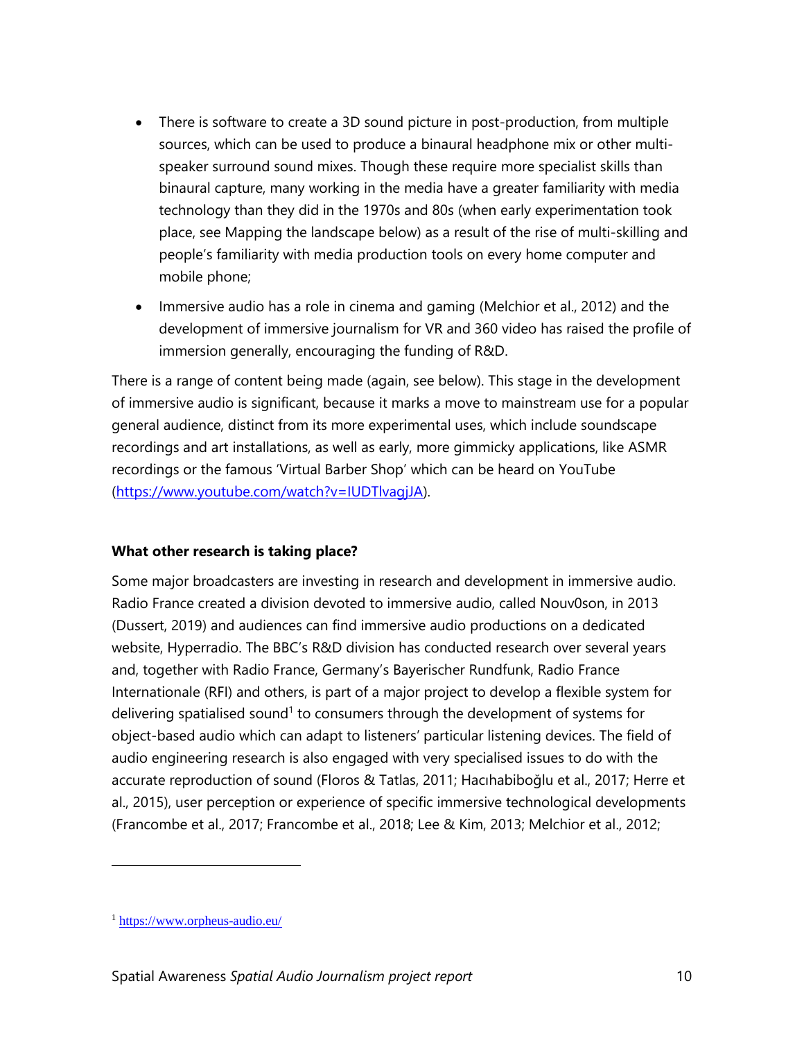- There is software to create a 3D sound picture in post-production, from multiple sources, which can be used to produce a binaural headphone mix or other multi-speaker surround sound mixes. Though these require more specialist skills than binaural capture, many working in the media have a greater familiarity with media technology than they did in the 1970s and 80s (when early experimentation took place, see Mapping the landscape below) as a result of the rise of multi-skilling and people's familiarity with media production tools on every home computer and mobile phone;
- Immersive audio has a role in cinema and gaming (Melchior et al., 2012) and the development of immersive journalism for VR and 360 video has raised the profile of immersion generally, encouraging the funding of R&D.

There is a range of content being made (again, see below). This stage in the development of immersive audio is significant, because it marks a move to mainstream use for a popular general audience, distinct from its more experimental uses, which include soundscape recordings and art installations, as well as early, more gimmicky applications, like ASMR recordings or the famous 'Virtual Barber Shop' which can be heard on YouTube (https://www.youtube.com/watch?v=IUDTlvagjJA).

**What other research is taking place?**

Some major broadcasters are investing in research and development in immersive audio. Radio France created a division devoted to immersive audio, called Nouv0son, in 2013 (Dussert, 2019) and audiences can find immersive audio productions on a dedicated website, Hyperradio. The BBC's R&D division has conducted research over several years and, together with Radio France, Germany's Bayerischer Rundfunk, Radio France Internationale (RFI) and others, is part of a major project to develop a flexible system for delivering spatialised sound[1] to consumers through the development of systems for object-based audio which can adapt to listeners' particular listening devices. The field of audio engineering research is also engaged with very specialised issues to do with the accurate reproduction of sound (Floros & Tatlas, 2011; Hacıhabiboğlu et al., 2017; Herre et al., 2015), user perception or experience of specific immersive technological developments (Francombe et al., 2017; Francombe et al., 2018; Lee & Kim, 2013; Melchior et al., 2012;

---

[1] https://www.orpheus-audio.eu/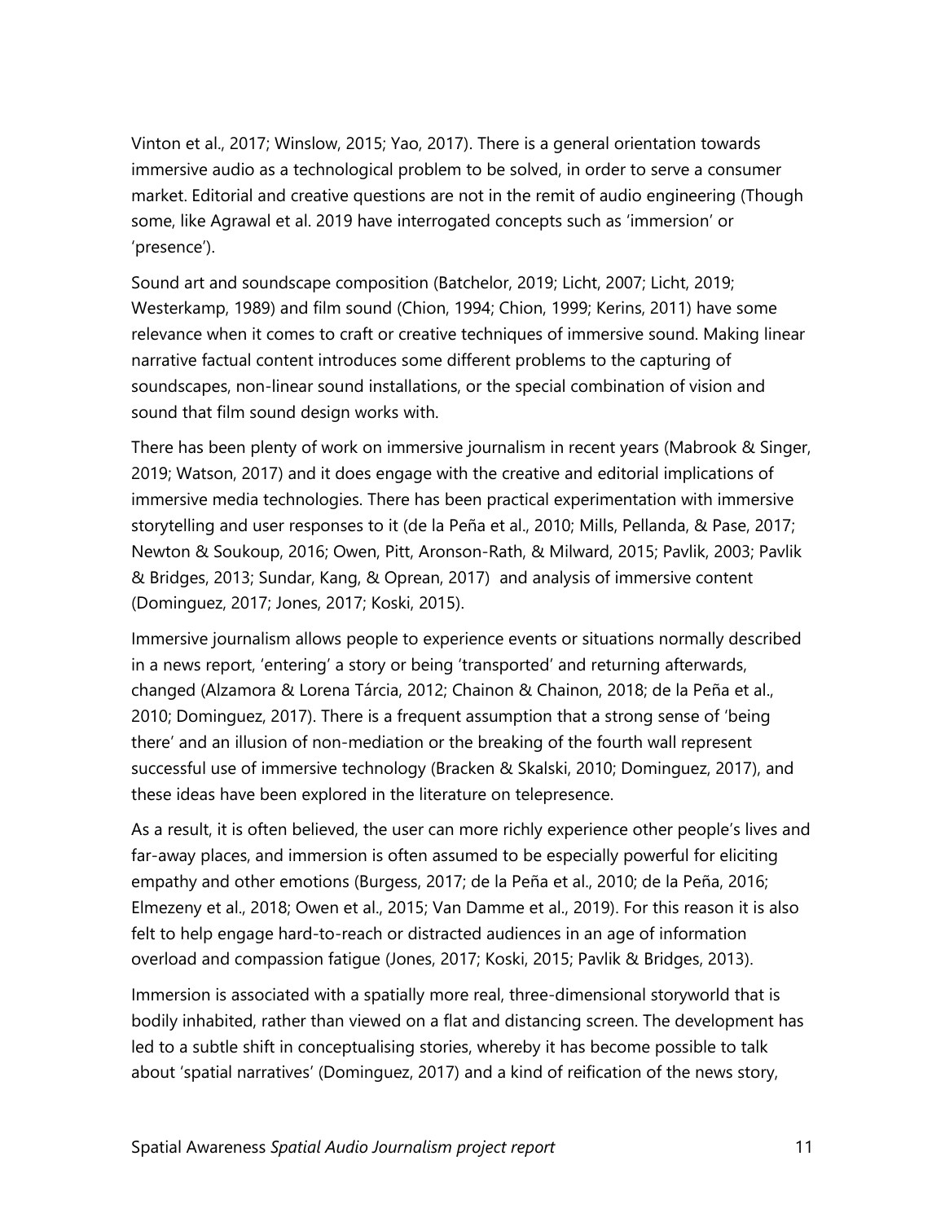Vinton et al., 2017; Winslow, 2015; Yao, 2017). There is a general orientation towards immersive audio as a technological problem to be solved, in order to serve a consumer market. Editorial and creative questions are not in the remit of audio engineering (Though some, like Agrawal et al. 2019 have interrogated concepts such as 'immersion' or 'presence').

Sound art and soundscape composition (Batchelor, 2019; Licht, 2007; Licht, 2019; Westerkamp, 1989) and film sound (Chion, 1994; Chion, 1999; Kerins, 2011) have some relevance when it comes to craft or creative techniques of immersive sound. Making linear narrative factual content introduces some different problems to the capturing of soundscapes, non-linear sound installations, or the special combination of vision and sound that film sound design works with.

There has been plenty of work on immersive journalism in recent years (Mabrook & Singer, 2019; Watson, 2017) and it does engage with the creative and editorial implications of immersive media technologies. There has been practical experimentation with immersive storytelling and user responses to it (de la Peña et al., 2010; Mills, Pellanda, & Pase, 2017; Newton & Soukoup, 2016; Owen, Pitt, Aronson-Rath, & Milward, 2015; Pavlik, 2003; Pavlik & Bridges, 2013; Sundar, Kang, & Oprean, 2017) and analysis of immersive content (Dominguez, 2017; Jones, 2017; Koski, 2015).

Immersive journalism allows people to experience events or situations normally described in a news report, 'entering' a story or being 'transported' and returning afterwards, changed (Alzamora & Lorena Tárcia, 2012; Chainon & Chainon, 2018; de la Peña et al., 2010; Dominguez, 2017). There is a frequent assumption that a strong sense of 'being there' and an illusion of non-mediation or the breaking of the fourth wall represent successful use of immersive technology (Bracken & Skalski, 2010; Dominguez, 2017), and these ideas have been explored in the literature on telepresence.

As a result, it is often believed, the user can more richly experience other people's lives and far-away places, and immersion is often assumed to be especially powerful for eliciting empathy and other emotions (Burgess, 2017; de la Peña et al., 2010; de la Peña, 2016; Elmezeny et al., 2018; Owen et al., 2015; Van Damme et al., 2019). For this reason it is also felt to help engage hard-to-reach or distracted audiences in an age of information overload and compassion fatigue (Jones, 2017; Koski, 2015; Pavlik & Bridges, 2013).

Immersion is associated with a spatially more real, three-dimensional storyworld that is bodily inhabited, rather than viewed on a flat and distancing screen. The development has led to a subtle shift in conceptualising stories, whereby it has become possible to talk about 'spatial narratives' (Dominguez, 2017) and a kind of reification of the news story,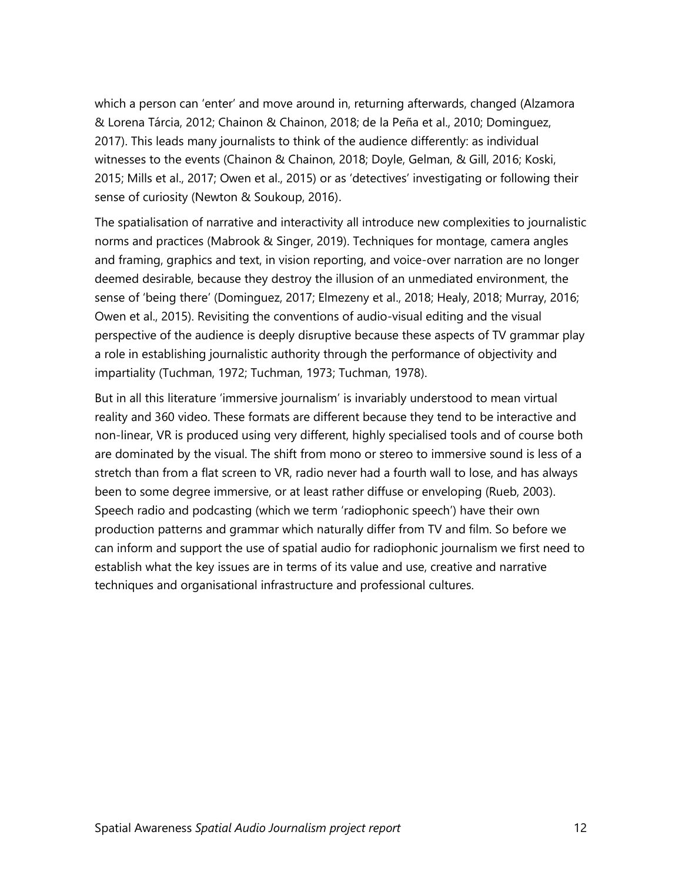which a person can 'enter' and move around in, returning afterwards, changed (Alzamora & Lorena Tárcia, 2012; Chainon & Chainon, 2018; de la Peña et al., 2010; Dominguez, 2017). This leads many journalists to think of the audience differently: as individual witnesses to the events (Chainon & Chainon, 2018; Doyle, Gelman, & Gill, 2016; Koski, 2015; Mills et al., 2017; Owen et al., 2015) or as 'detectives' investigating or following their sense of curiosity (Newton & Soukoup, 2016).

The spatialisation of narrative and interactivity all introduce new complexities to journalistic norms and practices (Mabrook & Singer, 2019). Techniques for montage, camera angles and framing, graphics and text, in vision reporting, and voice-over narration are no longer deemed desirable, because they destroy the illusion of an unmediated environment, the sense of 'being there' (Dominguez, 2017; Elmezeny et al., 2018; Healy, 2018; Murray, 2016; Owen et al., 2015). Revisiting the conventions of audio-visual editing and the visual perspective of the audience is deeply disruptive because these aspects of TV grammar play a role in establishing journalistic authority through the performance of objectivity and impartiality (Tuchman, 1972; Tuchman, 1973; Tuchman, 1978).

But in all this literature 'immersive journalism' is invariably understood to mean virtual reality and 360 video. These formats are different because they tend to be interactive and non-linear, VR is produced using very different, highly specialised tools and of course both are dominated by the visual. The shift from mono or stereo to immersive sound is less of a stretch than from a flat screen to VR, radio never had a fourth wall to lose, and has always been to some degree immersive, or at least rather diffuse or enveloping (Rueb, 2003). Speech radio and podcasting (which we term 'radiophonic speech') have their own production patterns and grammar which naturally differ from TV and film. So before we can inform and support the use of spatial audio for radiophonic journalism we first need to establish what the key issues are in terms of its value and use, creative and narrative techniques and organisational infrastructure and professional cultures.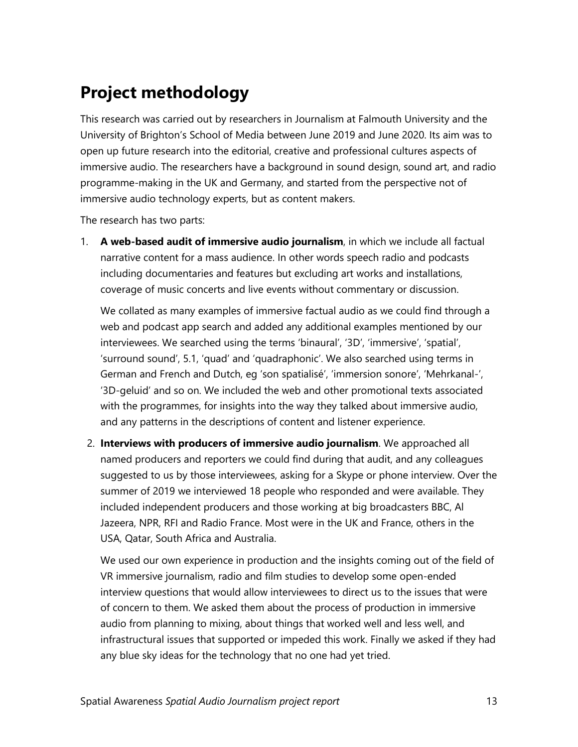## Project methodology

This research was carried out by researchers in Journalism at Falmouth University and the University of Brighton's School of Media between June 2019 and June 2020. Its aim was to open up future research into the editorial, creative and professional cultures aspects of immersive audio. The researchers have a background in sound design, sound art, and radio programme-making in the UK and Germany, and started from the perspective not of immersive audio technology experts, but as content makers.

The research has two parts:

1. **A web-based audit of immersive audio journalism**, in which we include all factual narrative content for a mass audience. In other words speech radio and podcasts including documentaries and features but excluding art works and installations, coverage of music concerts and live events without commentary or discussion.

   We collated as many examples of immersive factual audio as we could find through a web and podcast app search and added any additional examples mentioned by our interviewees. We searched using the terms 'binaural', '3D', 'immersive', 'spatial', 'surround sound', 5.1, 'quad' and 'quadraphonic'. We also searched using terms in German and French and Dutch, eg 'son spatialisé', 'immersion sonore', 'Mehrkanal-', '3D-geluid' and so on. We included the web and other promotional texts associated with the programmes, for insights into the way they talked about immersive audio, and any patterns in the descriptions of content and listener experience.

2. **Interviews with producers of immersive audio journalism**. We approached all named producers and reporters we could find during that audit, and any colleagues suggested to us by those interviewees, asking for a Skype or phone interview. Over the summer of 2019 we interviewed 18 people who responded and were available. They included independent producers and those working at big broadcasters BBC, Al Jazeera, NPR, RFI and Radio France. Most were in the UK and France, others in the USA, Qatar, South Africa and Australia.

   We used our own experience in production and the insights coming out of the field of VR immersive journalism, radio and film studies to develop some open-ended interview questions that would allow interviewees to direct us to the issues that were of concern to them. We asked them about the process of production in immersive audio from planning to mixing, about things that worked well and less well, and infrastructural issues that supported or impeded this work. Finally we asked if they had any blue sky ideas for the technology that no one had yet tried.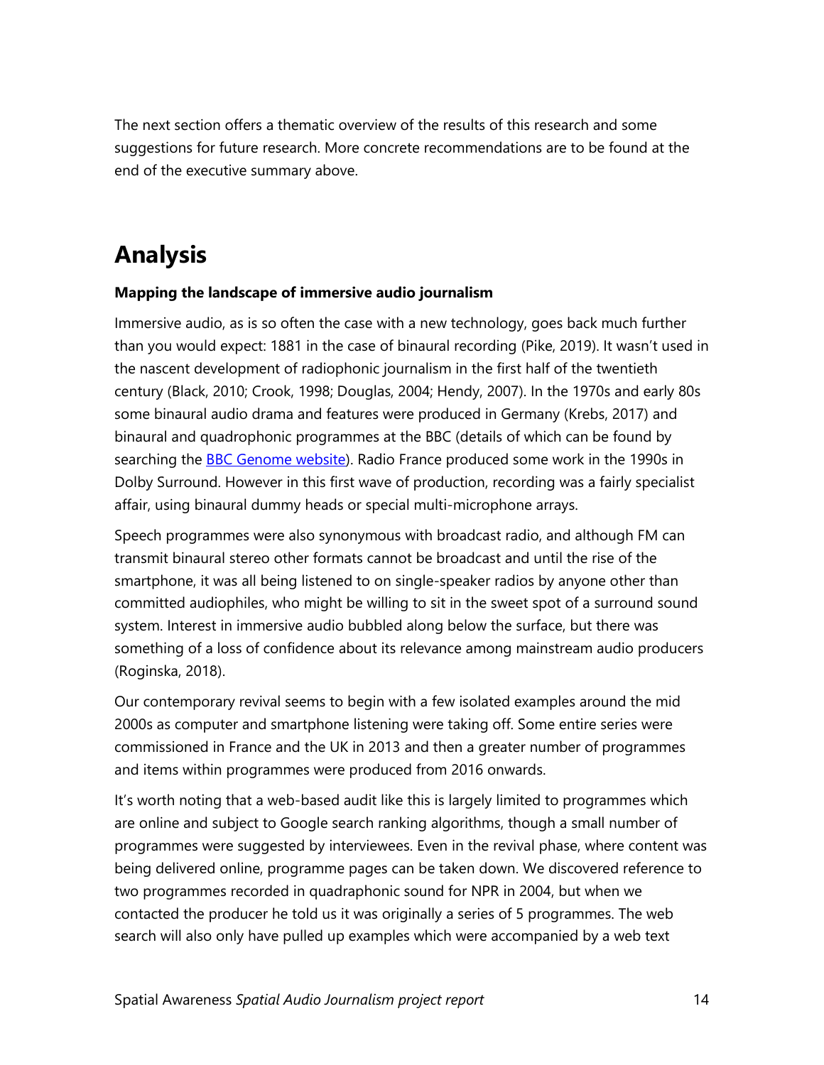The next section offers a thematic overview of the results of this research and some suggestions for future research. More concrete recommendations are to be found at the end of the executive summary above.

# Analysis

**Mapping the landscape of immersive audio journalism**

Immersive audio, as is so often the case with a new technology, goes back much further than you would expect: 1881 in the case of binaural recording (Pike, 2019). It wasn't used in the nascent development of radiophonic journalism in the first half of the twentieth century (Black, 2010; Crook, 1998; Douglas, 2004; Hendy, 2007). In the 1970s and early 80s some binaural audio drama and features were produced in Germany (Krebs, 2017) and binaural and quadrophonic programmes at the BBC (details of which can be found by searching the BBC Genome website). Radio France produced some work in the 1990s in Dolby Surround. However in this first wave of production, recording was a fairly specialist affair, using binaural dummy heads or special multi-microphone arrays.

Speech programmes were also synonymous with broadcast radio, and although FM can transmit binaural stereo other formats cannot be broadcast and until the rise of the smartphone, it was all being listened to on single-speaker radios by anyone other than committed audiophiles, who might be willing to sit in the sweet spot of a surround sound system. Interest in immersive audio bubbled along below the surface, but there was something of a loss of confidence about its relevance among mainstream audio producers (Roginska, 2018).

Our contemporary revival seems to begin with a few isolated examples around the mid 2000s as computer and smartphone listening were taking off. Some entire series were commissioned in France and the UK in 2013 and then a greater number of programmes and items within programmes were produced from 2016 onwards.

It's worth noting that a web-based audit like this is largely limited to programmes which are online and subject to Google search ranking algorithms, though a small number of programmes were suggested by interviewees. Even in the revival phase, where content was being delivered online, programme pages can be taken down. We discovered reference to two programmes recorded in quadraphonic sound for NPR in 2004, but when we contacted the producer he told us it was originally a series of 5 programmes. The web search will also only have pulled up examples which were accompanied by a web text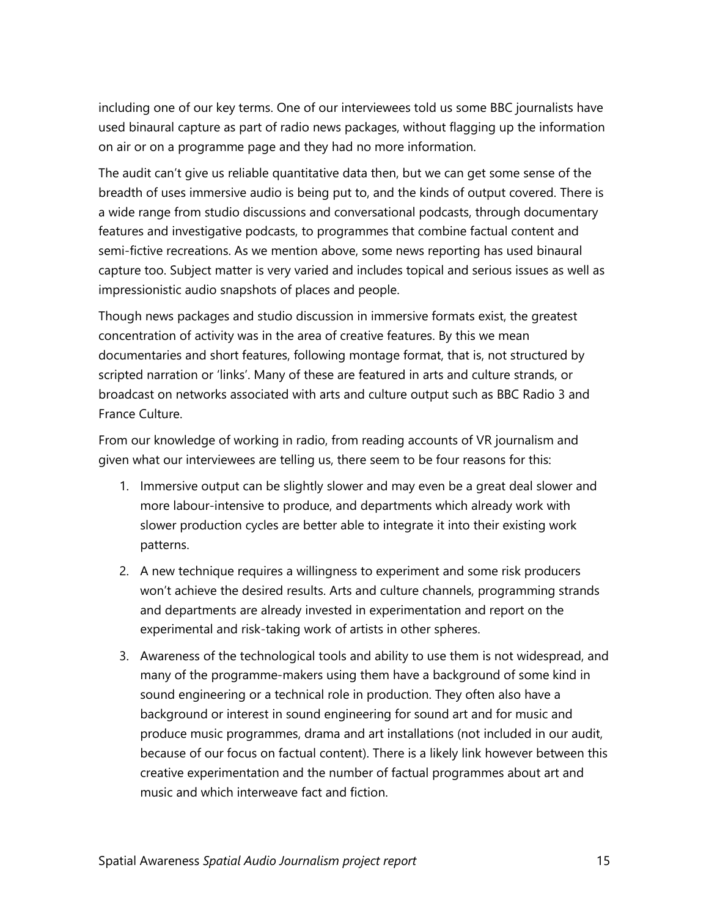including one of our key terms. One of our interviewees told us some BBC journalists have used binaural capture as part of radio news packages, without flagging up the information on air or on a programme page and they had no more information.

The audit can't give us reliable quantitative data then, but we can get some sense of the breadth of uses immersive audio is being put to, and the kinds of output covered. There is a wide range from studio discussions and conversational podcasts, through documentary features and investigative podcasts, to programmes that combine factual content and semi-fictive recreations. As we mention above, some news reporting has used binaural capture too. Subject matter is very varied and includes topical and serious issues as well as impressionistic audio snapshots of places and people.

Though news packages and studio discussion in immersive formats exist, the greatest concentration of activity was in the area of creative features. By this we mean documentaries and short features, following montage format, that is, not structured by scripted narration or 'links'. Many of these are featured in arts and culture strands, or broadcast on networks associated with arts and culture output such as BBC Radio 3 and France Culture.

From our knowledge of working in radio, from reading accounts of VR journalism and given what our interviewees are telling us, there seem to be four reasons for this:

1. Immersive output can be slightly slower and may even be a great deal slower and more labour-intensive to produce, and departments which already work with slower production cycles are better able to integrate it into their existing work patterns.
2. A new technique requires a willingness to experiment and some risk producers won't achieve the desired results. Arts and culture channels, programming strands and departments are already invested in experimentation and report on the experimental and risk-taking work of artists in other spheres.
3. Awareness of the technological tools and ability to use them is not widespread, and many of the programme-makers using them have a background of some kind in sound engineering or a technical role in production. They often also have a background or interest in sound engineering for sound art and for music and produce music programmes, drama and art installations (not included in our audit, because of our focus on factual content). There is a likely link however between this creative experimentation and the number of factual programmes about art and music and which interweave fact and fiction.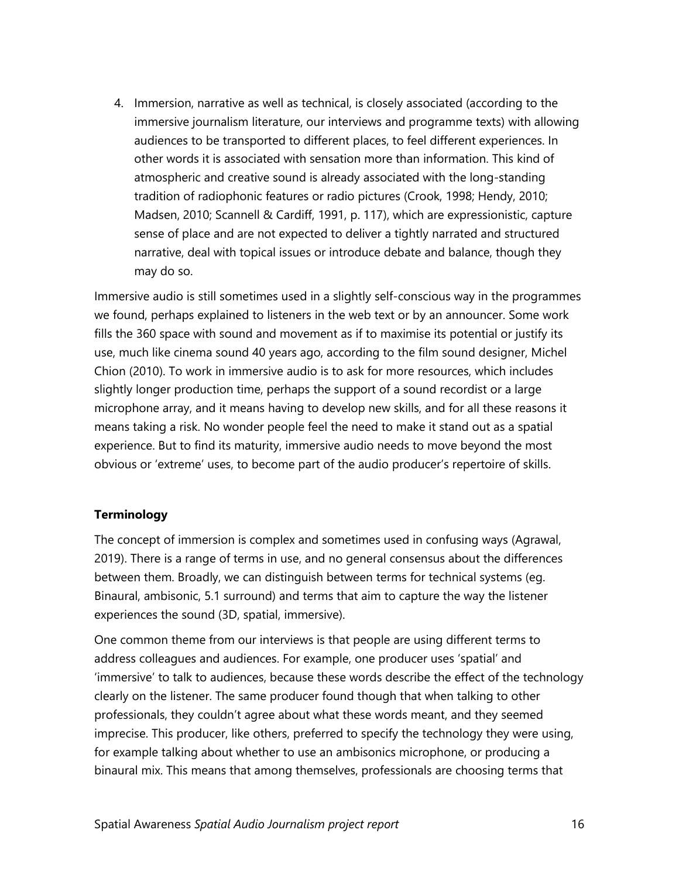4. Immersion, narrative as well as technical, is closely associated (according to the immersive journalism literature, our interviews and programme texts) with allowing audiences to be transported to different places, to feel different experiences. In other words it is associated with sensation more than information. This kind of atmospheric and creative sound is already associated with the long-standing tradition of radiophonic features or radio pictures (Crook, 1998; Hendy, 2010; Madsen, 2010; Scannell & Cardiff, 1991, p. 117), which are expressionistic, capture sense of place and are not expected to deliver a tightly narrated and structured narrative, deal with topical issues or introduce debate and balance, though they may do so.

Immersive audio is still sometimes used in a slightly self-conscious way in the programmes we found, perhaps explained to listeners in the web text or by an announcer. Some work fills the 360 space with sound and movement as if to maximise its potential or justify its use, much like cinema sound 40 years ago, according to the film sound designer, Michel Chion (2010). To work in immersive audio is to ask for more resources, which includes slightly longer production time, perhaps the support of a sound recordist or a large microphone array, and it means having to develop new skills, and for all these reasons it means taking a risk. No wonder people feel the need to make it stand out as a spatial experience. But to find its maturity, immersive audio needs to move beyond the most obvious or 'extreme' uses, to become part of the audio producer's repertoire of skills.

**Terminology**

The concept of immersion is complex and sometimes used in confusing ways (Agrawal, 2019). There is a range of terms in use, and no general consensus about the differences between them. Broadly, we can distinguish between terms for technical systems (eg. Binaural, ambisonic, 5.1 surround) and terms that aim to capture the way the listener experiences the sound (3D, spatial, immersive).

One common theme from our interviews is that people are using different terms to address colleagues and audiences. For example, one producer uses 'spatial' and 'immersive' to talk to audiences, because these words describe the effect of the technology clearly on the listener. The same producer found though that when talking to other professionals, they couldn't agree about what these words meant, and they seemed imprecise. This producer, like others, preferred to specify the technology they were using, for example talking about whether to use an ambisonics microphone, or producing a binaural mix. This means that among themselves, professionals are choosing terms that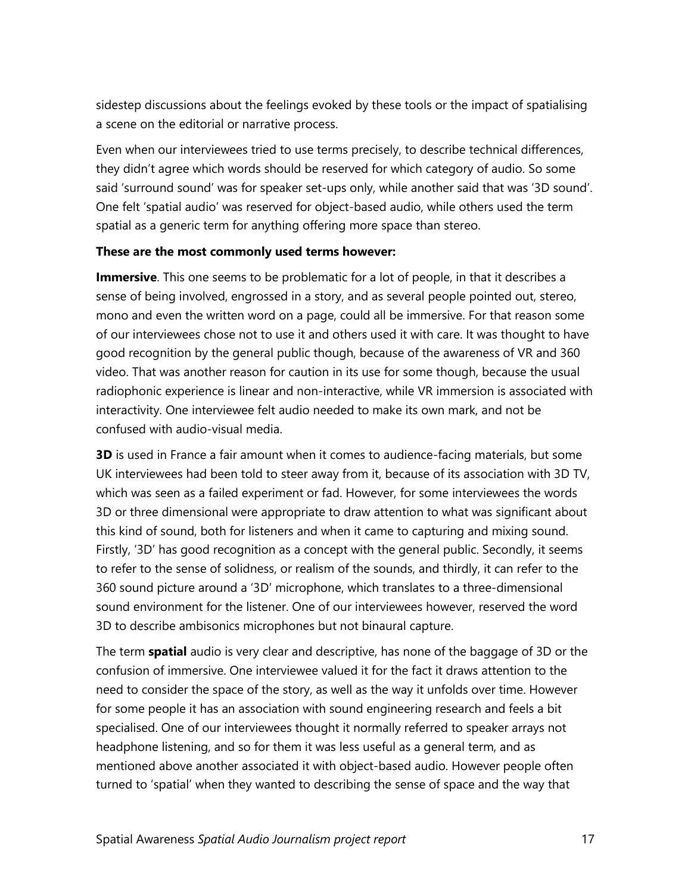sidestep discussions about the feelings evoked by these tools or the impact of spatialising a scene on the editorial or narrative process.

Even when our interviewees tried to use terms precisely, to describe technical differences, they didn't agree which words should be reserved for which category of audio. So some said 'surround sound' was for speaker set-ups only, while another said that was '3D sound'. One felt 'spatial audio' was reserved for object-based audio, while others used the term spatial as a generic term for anything offering more space than stereo.

**These are the most commonly used terms however:**

**Immersive**. This one seems to be problematic for a lot of people, in that it describes a sense of being involved, engrossed in a story, and as several people pointed out, stereo, mono and even the written word on a page, could all be immersive. For that reason some of our interviewees chose not to use it and others used it with care. It was thought to have good recognition by the general public though, because of the awareness of VR and 360 video. That was another reason for caution in its use for some though, because the usual radiophonic experience is linear and non-interactive, while VR immersion is associated with interactivity. One interviewee felt audio needed to make its own mark, and not be confused with audio-visual media.

**3D** is used in France a fair amount when it comes to audience-facing materials, but some UK interviewees had been told to steer away from it, because of its association with 3D TV, which was seen as a failed experiment or fad. However, for some interviewees the words 3D or three dimensional were appropriate to draw attention to what was significant about this kind of sound, both for listeners and when it came to capturing and mixing sound. Firstly, '3D' has good recognition as a concept with the general public. Secondly, it seems to refer to the sense of solidness, or realism of the sounds, and thirdly, it can refer to the 360 sound picture around a '3D' microphone, which translates to a three-dimensional sound environment for the listener. One of our interviewees however, reserved the word 3D to describe ambisonics microphones but not binaural capture.

The term **spatial** audio is very clear and descriptive, has none of the baggage of 3D or the confusion of immersive. One interviewee valued it for the fact it draws attention to the need to consider the space of the story, as well as the way it unfolds over time. However for some people it has an association with sound engineering research and feels a bit specialised. One of our interviewees thought it normally referred to speaker arrays not headphone listening, and so for them it was less useful as a general term, and as mentioned above another associated it with object-based audio. However people often turned to 'spatial' when they wanted to describing the sense of space and the way that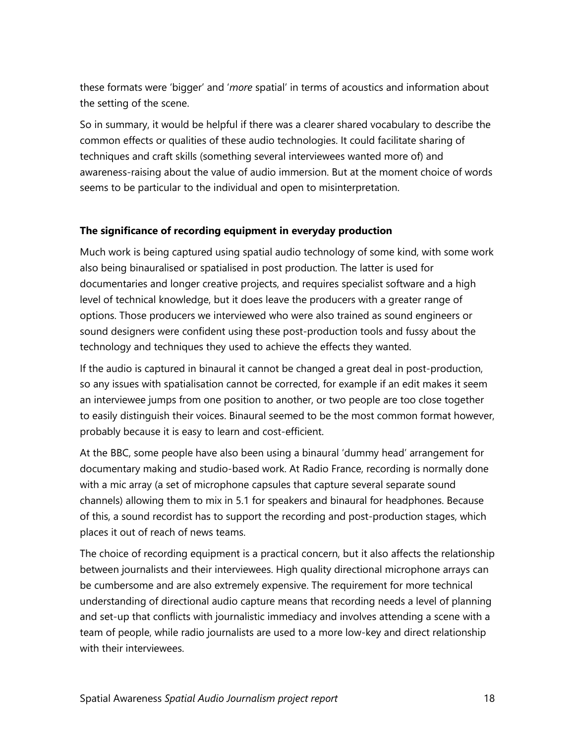these formats were 'bigger' and '*more* spatial' in terms of acoustics and information about the setting of the scene.

So in summary, it would be helpful if there was a clearer shared vocabulary to describe the common effects or qualities of these audio technologies. It could facilitate sharing of techniques and craft skills (something several interviewees wanted more of) and awareness-raising about the value of audio immersion. But at the moment choice of words seems to be particular to the individual and open to misinterpretation.

**The significance of recording equipment in everyday production**

Much work is being captured using spatial audio technology of some kind, with some work also being binauralised or spatialised in post production. The latter is used for documentaries and longer creative projects, and requires specialist software and a high level of technical knowledge, but it does leave the producers with a greater range of options. Those producers we interviewed who were also trained as sound engineers or sound designers were confident using these post-production tools and fussy about the technology and techniques they used to achieve the effects they wanted.

If the audio is captured in binaural it cannot be changed a great deal in post-production, so any issues with spatialisation cannot be corrected, for example if an edit makes it seem an interviewee jumps from one position to another, or two people are too close together to easily distinguish their voices. Binaural seemed to be the most common format however, probably because it is easy to learn and cost-efficient.

At the BBC, some people have also been using a binaural 'dummy head' arrangement for documentary making and studio-based work. At Radio France, recording is normally done with a mic array (a set of microphone capsules that capture several separate sound channels) allowing them to mix in 5.1 for speakers and binaural for headphones. Because of this, a sound recordist has to support the recording and post-production stages, which places it out of reach of news teams.

The choice of recording equipment is a practical concern, but it also affects the relationship between journalists and their interviewees. High quality directional microphone arrays can be cumbersome and are also extremely expensive. The requirement for more technical understanding of directional audio capture means that recording needs a level of planning and set-up that conflicts with journalistic immediacy and involves attending a scene with a team of people, while radio journalists are used to a more low-key and direct relationship with their interviewees.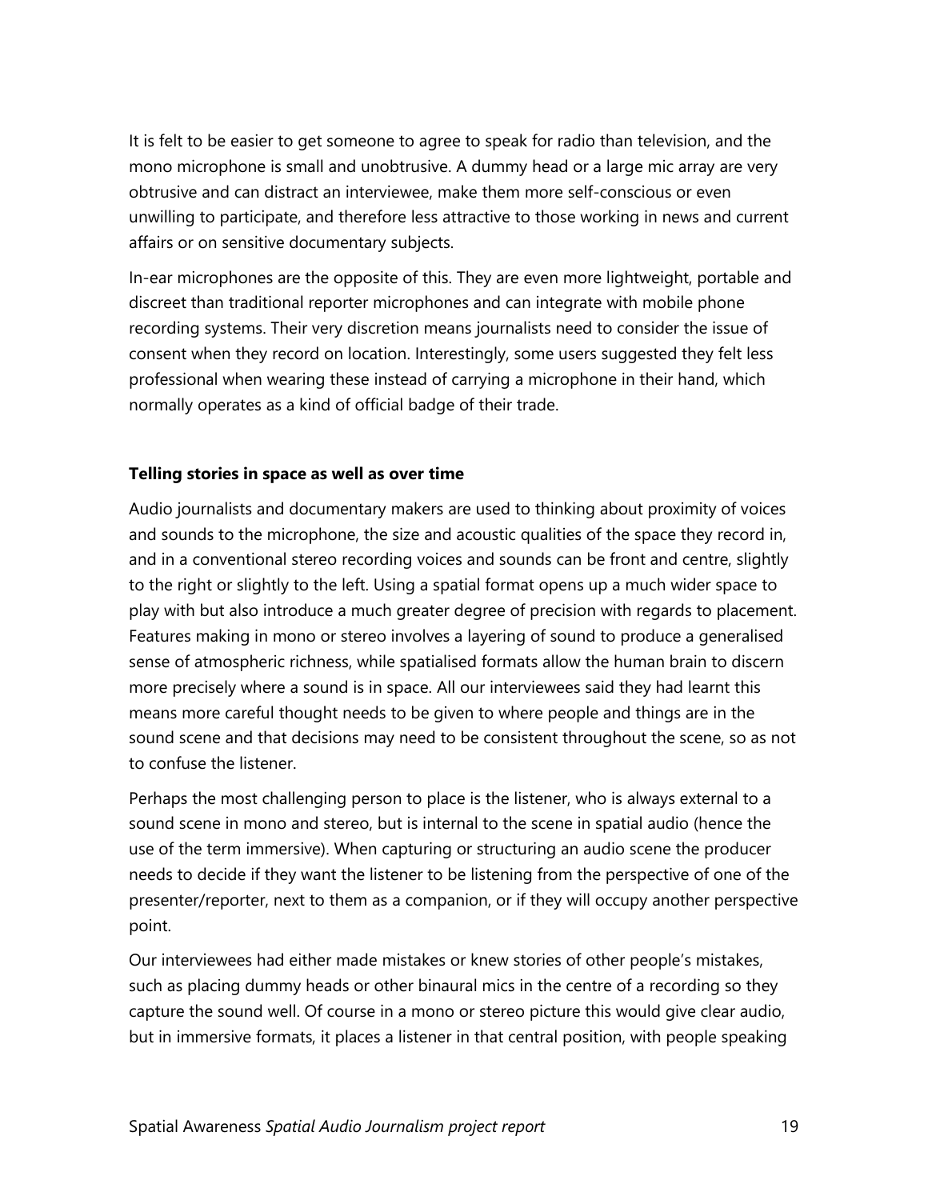It is felt to be easier to get someone to agree to speak for radio than television, and the mono microphone is small and unobtrusive. A dummy head or a large mic array are very obtrusive and can distract an interviewee, make them more self-conscious or even unwilling to participate, and therefore less attractive to those working in news and current affairs or on sensitive documentary subjects.

In-ear microphones are the opposite of this. They are even more lightweight, portable and discreet than traditional reporter microphones and can integrate with mobile phone recording systems. Their very discretion means journalists need to consider the issue of consent when they record on location. Interestingly, some users suggested they felt less professional when wearing these instead of carrying a microphone in their hand, which normally operates as a kind of official badge of their trade.

**Telling stories in space as well as over time**

Audio journalists and documentary makers are used to thinking about proximity of voices and sounds to the microphone, the size and acoustic qualities of the space they record in, and in a conventional stereo recording voices and sounds can be front and centre, slightly to the right or slightly to the left. Using a spatial format opens up a much wider space to play with but also introduce a much greater degree of precision with regards to placement. Features making in mono or stereo involves a layering of sound to produce a generalised sense of atmospheric richness, while spatialised formats allow the human brain to discern more precisely where a sound is in space. All our interviewees said they had learnt this means more careful thought needs to be given to where people and things are in the sound scene and that decisions may need to be consistent throughout the scene, so as not to confuse the listener.

Perhaps the most challenging person to place is the listener, who is always external to a sound scene in mono and stereo, but is internal to the scene in spatial audio (hence the use of the term immersive). When capturing or structuring an audio scene the producer needs to decide if they want the listener to be listening from the perspective of one of the presenter/reporter, next to them as a companion, or if they will occupy another perspective point.

Our interviewees had either made mistakes or knew stories of other people's mistakes, such as placing dummy heads or other binaural mics in the centre of a recording so they capture the sound well. Of course in a mono or stereo picture this would give clear audio, but in immersive formats, it places a listener in that central position, with people speaking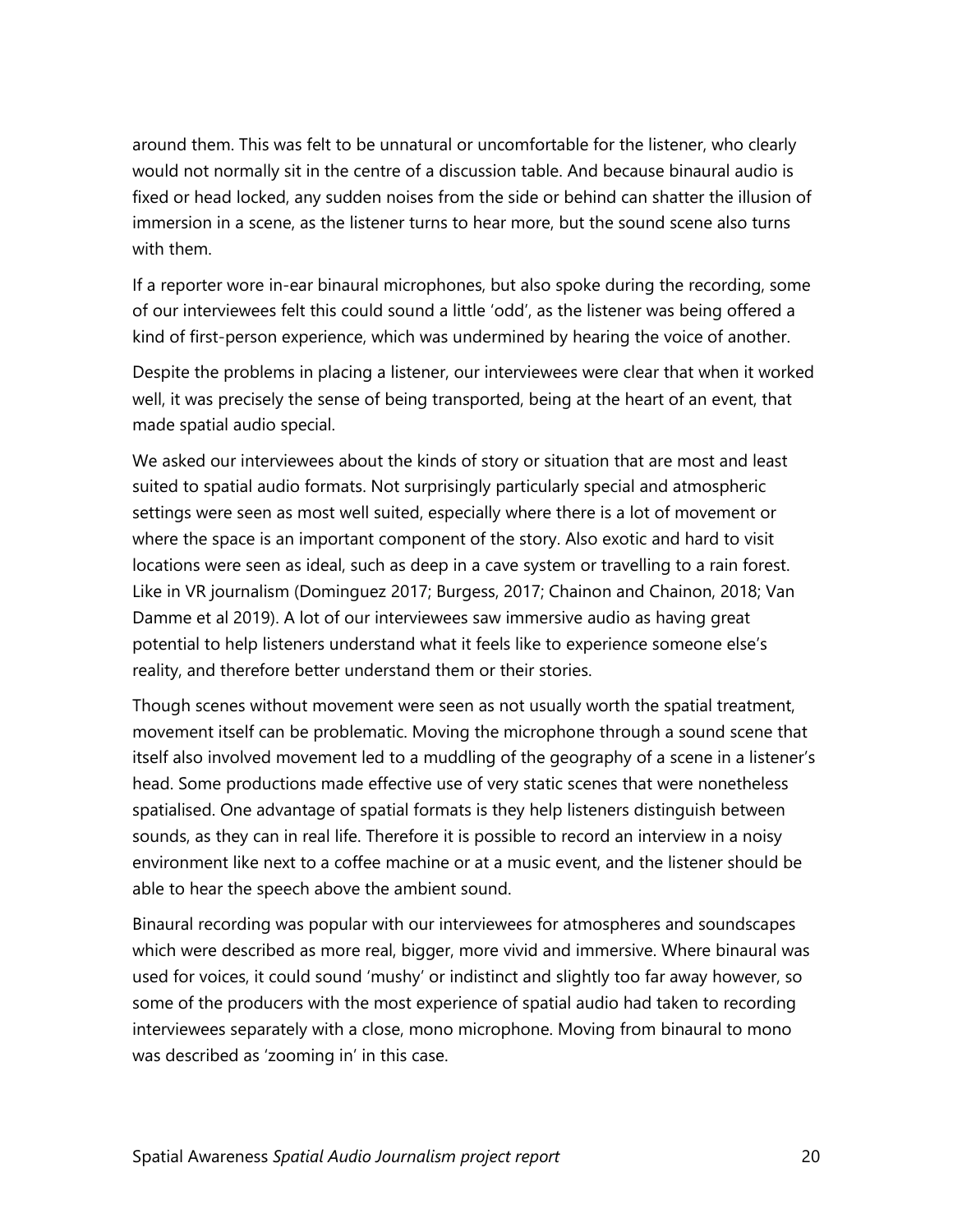around them. This was felt to be unnatural or uncomfortable for the listener, who clearly would not normally sit in the centre of a discussion table. And because binaural audio is fixed or head locked, any sudden noises from the side or behind can shatter the illusion of immersion in a scene, as the listener turns to hear more, but the sound scene also turns with them.

If a reporter wore in-ear binaural microphones, but also spoke during the recording, some of our interviewees felt this could sound a little 'odd', as the listener was being offered a kind of first-person experience, which was undermined by hearing the voice of another.

Despite the problems in placing a listener, our interviewees were clear that when it worked well, it was precisely the sense of being transported, being at the heart of an event, that made spatial audio special.

We asked our interviewees about the kinds of story or situation that are most and least suited to spatial audio formats. Not surprisingly particularly special and atmospheric settings were seen as most well suited, especially where there is a lot of movement or where the space is an important component of the story. Also exotic and hard to visit locations were seen as ideal, such as deep in a cave system or travelling to a rain forest. Like in VR journalism (Dominguez 2017; Burgess, 2017; Chainon and Chainon, 2018; Van Damme et al 2019). A lot of our interviewees saw immersive audio as having great potential to help listeners understand what it feels like to experience someone else's reality, and therefore better understand them or their stories.

Though scenes without movement were seen as not usually worth the spatial treatment, movement itself can be problematic. Moving the microphone through a sound scene that itself also involved movement led to a muddling of the geography of a scene in a listener's head. Some productions made effective use of very static scenes that were nonetheless spatialised. One advantage of spatial formats is they help listeners distinguish between sounds, as they can in real life. Therefore it is possible to record an interview in a noisy environment like next to a coffee machine or at a music event, and the listener should be able to hear the speech above the ambient sound.

Binaural recording was popular with our interviewees for atmospheres and soundscapes which were described as more real, bigger, more vivid and immersive. Where binaural was used for voices, it could sound 'mushy' or indistinct and slightly too far away however, so some of the producers with the most experience of spatial audio had taken to recording interviewees separately with a close, mono microphone. Moving from binaural to mono was described as 'zooming in' in this case.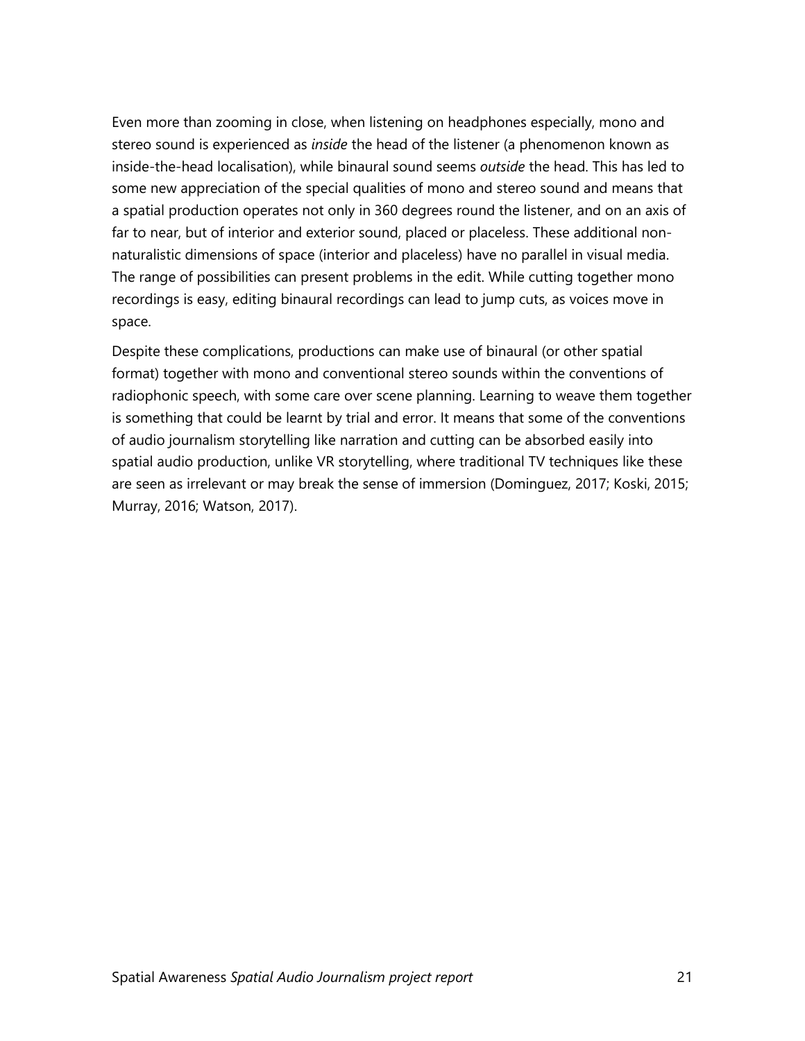Even more than zooming in close, when listening on headphones especially, mono and stereo sound is experienced as *inside* the head of the listener (a phenomenon known as inside-the-head localisation), while binaural sound seems *outside* the head. This has led to some new appreciation of the special qualities of mono and stereo sound and means that a spatial production operates not only in 360 degrees round the listener, and on an axis of far to near, but of interior and exterior sound, placed or placeless. These additional non-naturalistic dimensions of space (interior and placeless) have no parallel in visual media. The range of possibilities can present problems in the edit. While cutting together mono recordings is easy, editing binaural recordings can lead to jump cuts, as voices move in space.

Despite these complications, productions can make use of binaural (or other spatial format) together with mono and conventional stereo sounds within the conventions of radiophonic speech, with some care over scene planning. Learning to weave them together is something that could be learnt by trial and error. It means that some of the conventions of audio journalism storytelling like narration and cutting can be absorbed easily into spatial audio production, unlike VR storytelling, where traditional TV techniques like these are seen as irrelevant or may break the sense of immersion (Dominguez, 2017; Koski, 2015; Murray, 2016; Watson, 2017).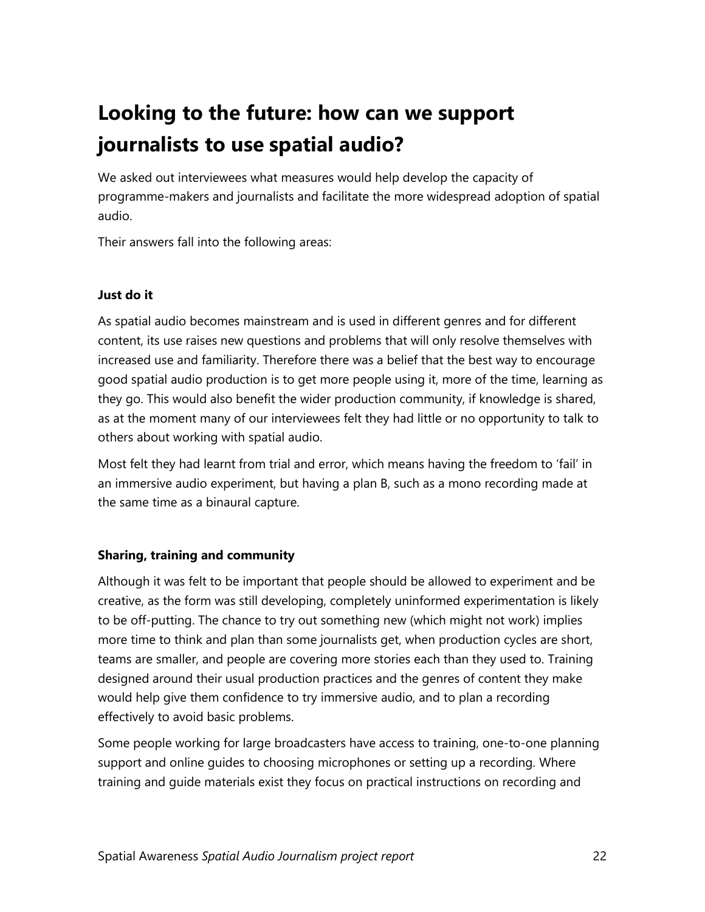# Looking to the future: how can we support journalists to use spatial audio?

We asked out interviewees what measures would help develop the capacity of programme-makers and journalists and facilitate the more widespread adoption of spatial audio.

Their answers fall into the following areas:

### Just do it

As spatial audio becomes mainstream and is used in different genres and for different content, its use raises new questions and problems that will only resolve themselves with increased use and familiarity. Therefore there was a belief that the best way to encourage good spatial audio production is to get more people using it, more of the time, learning as they go. This would also benefit the wider production community, if knowledge is shared, as at the moment many of our interviewees felt they had little or no opportunity to talk to others about working with spatial audio.

Most felt they had learnt from trial and error, which means having the freedom to 'fail' in an immersive audio experiment, but having a plan B, such as a mono recording made at the same time as a binaural capture.

### Sharing, training and community

Although it was felt to be important that people should be allowed to experiment and be creative, as the form was still developing, completely uninformed experimentation is likely to be off-putting. The chance to try out something new (which might not work) implies more time to think and plan than some journalists get, when production cycles are short, teams are smaller, and people are covering more stories each than they used to. Training designed around their usual production practices and the genres of content they make would help give them confidence to try immersive audio, and to plan a recording effectively to avoid basic problems.

Some people working for large broadcasters have access to training, one-to-one planning support and online guides to choosing microphones or setting up a recording. Where training and guide materials exist they focus on practical instructions on recording and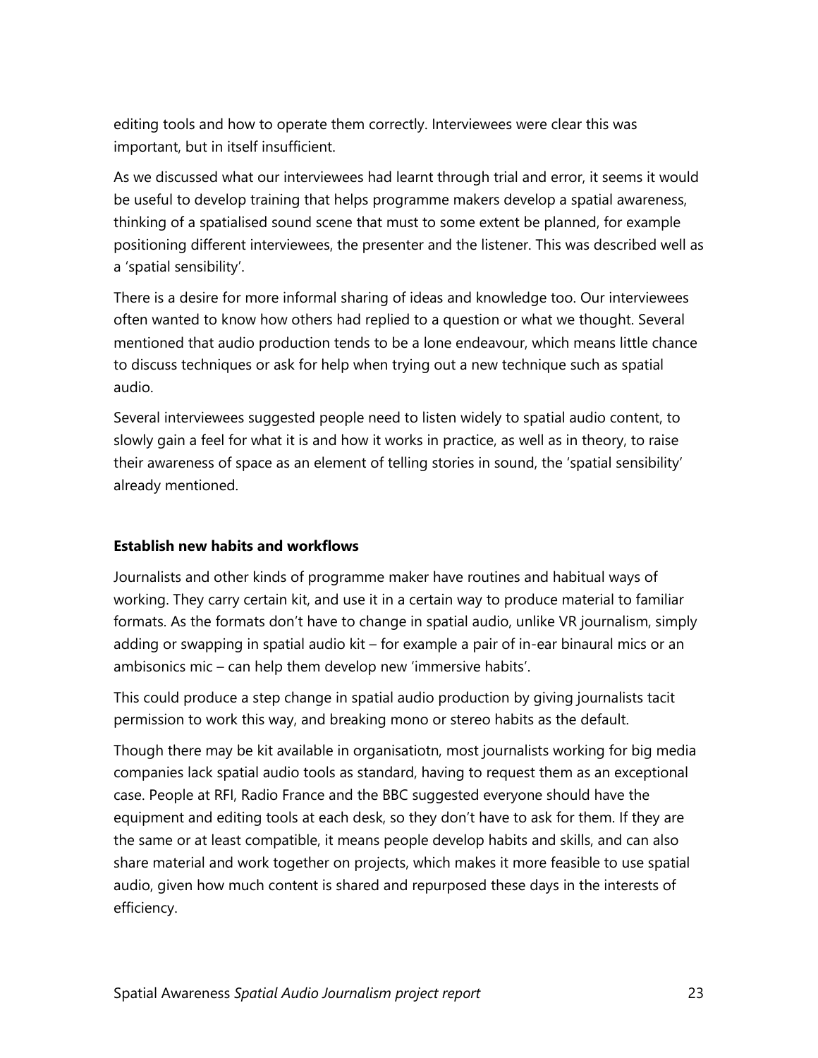editing tools and how to operate them correctly. Interviewees were clear this was important, but in itself insufficient.

As we discussed what our interviewees had learnt through trial and error, it seems it would be useful to develop training that helps programme makers develop a spatial awareness, thinking of a spatialised sound scene that must to some extent be planned, for example positioning different interviewees, the presenter and the listener. This was described well as a 'spatial sensibility'.

There is a desire for more informal sharing of ideas and knowledge too. Our interviewees often wanted to know how others had replied to a question or what we thought. Several mentioned that audio production tends to be a lone endeavour, which means little chance to discuss techniques or ask for help when trying out a new technique such as spatial audio.

Several interviewees suggested people need to listen widely to spatial audio content, to slowly gain a feel for what it is and how it works in practice, as well as in theory, to raise their awareness of space as an element of telling stories in sound, the 'spatial sensibility' already mentioned.

**Establish new habits and workflows**

Journalists and other kinds of programme maker have routines and habitual ways of working. They carry certain kit, and use it in a certain way to produce material to familiar formats. As the formats don't have to change in spatial audio, unlike VR journalism, simply adding or swapping in spatial audio kit – for example a pair of in-ear binaural mics or an ambisonics mic – can help them develop new 'immersive habits'.

This could produce a step change in spatial audio production by giving journalists tacit permission to work this way, and breaking mono or stereo habits as the default.

Though there may be kit available in organisatiotn, most journalists working for big media companies lack spatial audio tools as standard, having to request them as an exceptional case. People at RFI, Radio France and the BBC suggested everyone should have the equipment and editing tools at each desk, so they don't have to ask for them. If they are the same or at least compatible, it means people develop habits and skills, and can also share material and work together on projects, which makes it more feasible to use spatial audio, given how much content is shared and repurposed these days in the interests of efficiency.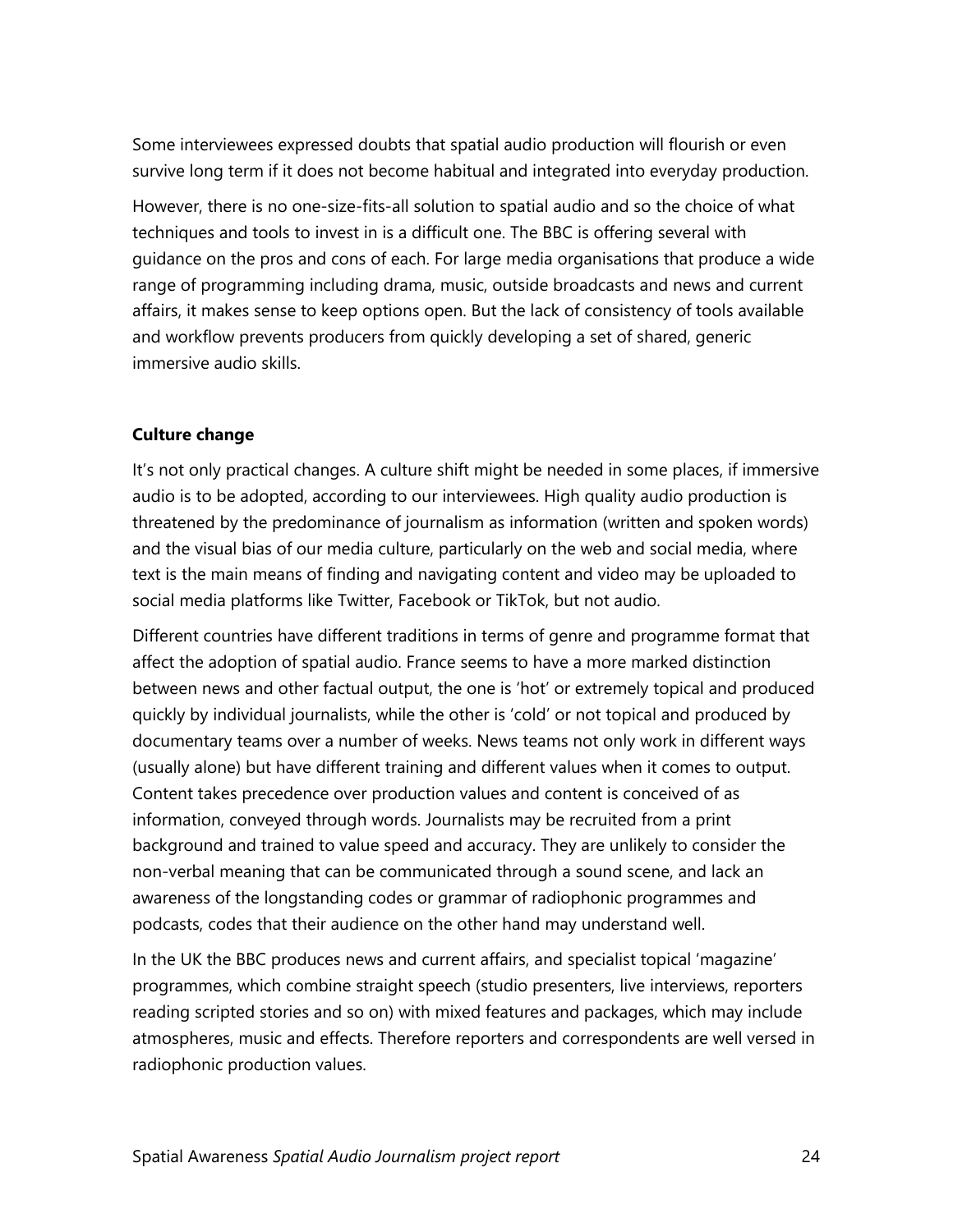Some interviewees expressed doubts that spatial audio production will flourish or even survive long term if it does not become habitual and integrated into everyday production.

However, there is no one-size-fits-all solution to spatial audio and so the choice of what techniques and tools to invest in is a difficult one. The BBC is offering several with guidance on the pros and cons of each. For large media organisations that produce a wide range of programming including drama, music, outside broadcasts and news and current affairs, it makes sense to keep options open. But the lack of consistency of tools available and workflow prevents producers from quickly developing a set of shared, generic immersive audio skills.

**Culture change**

It's not only practical changes. A culture shift might be needed in some places, if immersive audio is to be adopted, according to our interviewees. High quality audio production is threatened by the predominance of journalism as information (written and spoken words) and the visual bias of our media culture, particularly on the web and social media, where text is the main means of finding and navigating content and video may be uploaded to social media platforms like Twitter, Facebook or TikTok, but not audio.

Different countries have different traditions in terms of genre and programme format that affect the adoption of spatial audio. France seems to have a more marked distinction between news and other factual output, the one is 'hot' or extremely topical and produced quickly by individual journalists, while the other is 'cold' or not topical and produced by documentary teams over a number of weeks. News teams not only work in different ways (usually alone) but have different training and different values when it comes to output. Content takes precedence over production values and content is conceived of as information, conveyed through words. Journalists may be recruited from a print background and trained to value speed and accuracy. They are unlikely to consider the non-verbal meaning that can be communicated through a sound scene, and lack an awareness of the longstanding codes or grammar of radiophonic programmes and podcasts, codes that their audience on the other hand may understand well.

In the UK the BBC produces news and current affairs, and specialist topical 'magazine' programmes, which combine straight speech (studio presenters, live interviews, reporters reading scripted stories and so on) with mixed features and packages, which may include atmospheres, music and effects. Therefore reporters and correspondents are well versed in radiophonic production values.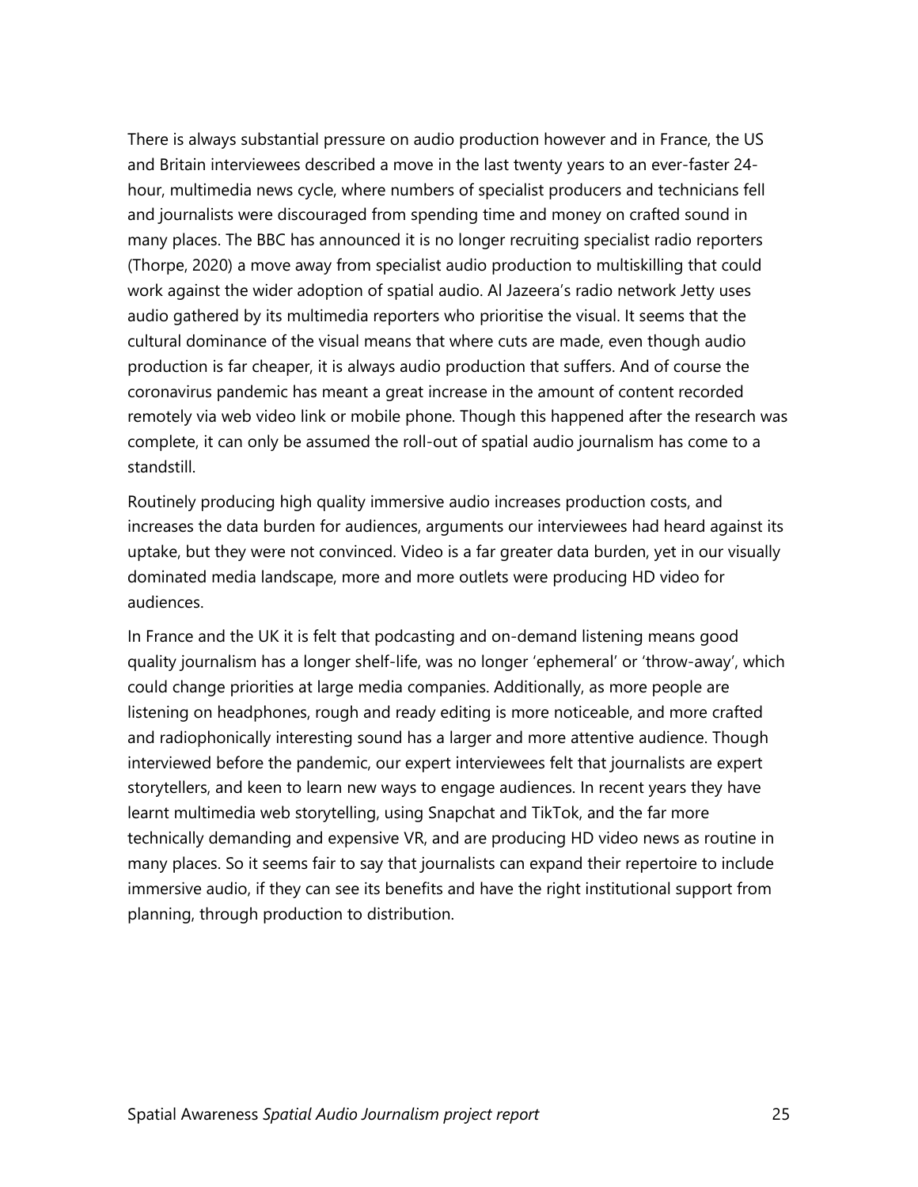There is always substantial pressure on audio production however and in France, the US and Britain interviewees described a move in the last twenty years to an ever-faster 24-hour, multimedia news cycle, where numbers of specialist producers and technicians fell and journalists were discouraged from spending time and money on crafted sound in many places. The BBC has announced it is no longer recruiting specialist radio reporters (Thorpe, 2020) a move away from specialist audio production to multiskilling that could work against the wider adoption of spatial audio. Al Jazeera's radio network Jetty uses audio gathered by its multimedia reporters who prioritise the visual. It seems that the cultural dominance of the visual means that where cuts are made, even though audio production is far cheaper, it is always audio production that suffers. And of course the coronavirus pandemic has meant a great increase in the amount of content recorded remotely via web video link or mobile phone. Though this happened after the research was complete, it can only be assumed the roll-out of spatial audio journalism has come to a standstill.

Routinely producing high quality immersive audio increases production costs, and increases the data burden for audiences, arguments our interviewees had heard against its uptake, but they were not convinced. Video is a far greater data burden, yet in our visually dominated media landscape, more and more outlets were producing HD video for audiences.

In France and the UK it is felt that podcasting and on-demand listening means good quality journalism has a longer shelf-life, was no longer 'ephemeral' or 'throw-away', which could change priorities at large media companies. Additionally, as more people are listening on headphones, rough and ready editing is more noticeable, and more crafted and radiophonically interesting sound has a larger and more attentive audience. Though interviewed before the pandemic, our expert interviewees felt that journalists are expert storytellers, and keen to learn new ways to engage audiences. In recent years they have learnt multimedia web storytelling, using Snapchat and TikTok, and the far more technically demanding and expensive VR, and are producing HD video news as routine in many places. So it seems fair to say that journalists can expand their repertoire to include immersive audio, if they can see its benefits and have the right institutional support from planning, through production to distribution.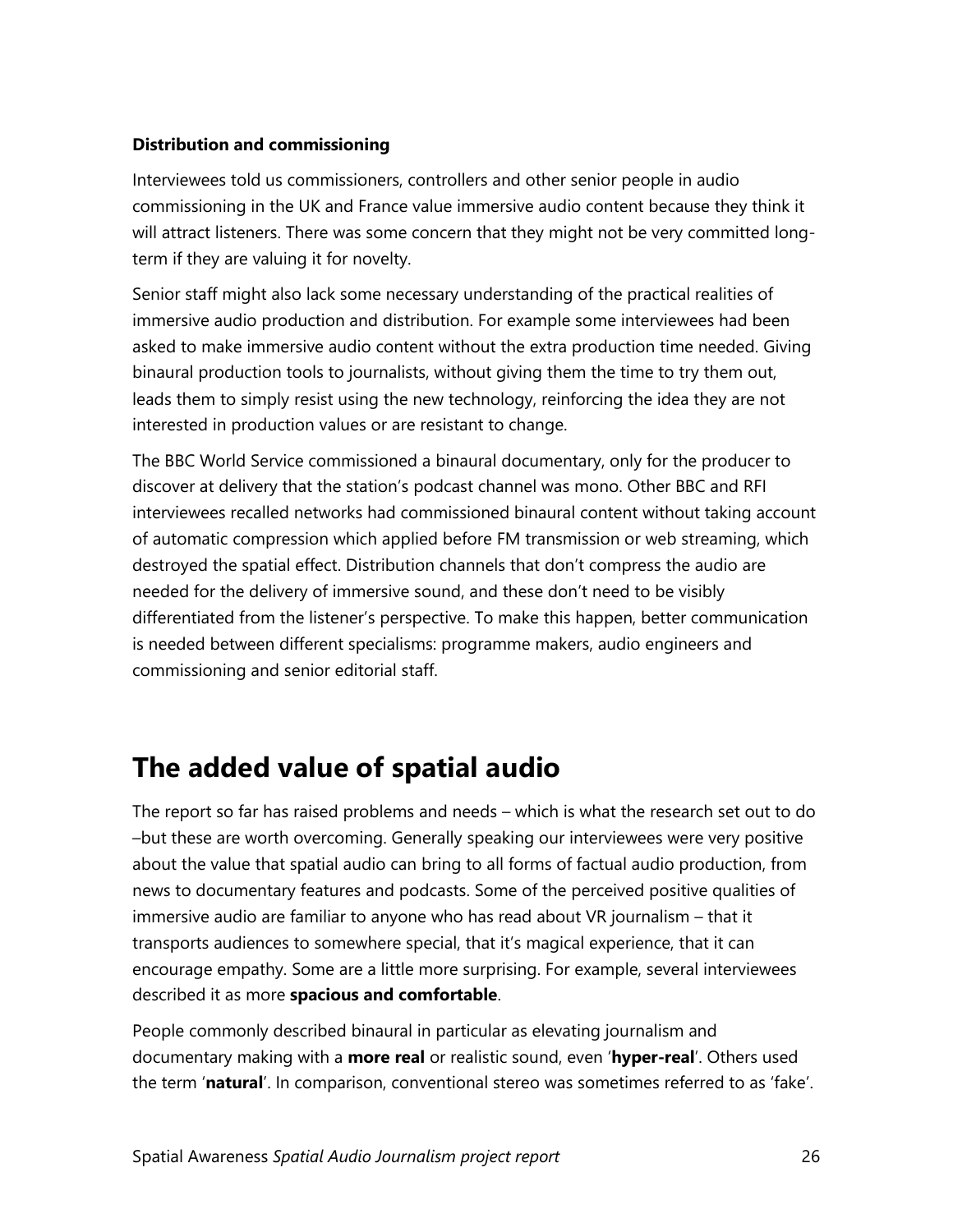**Distribution and commissioning**

Interviewees told us commissioners, controllers and other senior people in audio commissioning in the UK and France value immersive audio content because they think it will attract listeners. There was some concern that they might not be very committed long-term if they are valuing it for novelty.

Senior staff might also lack some necessary understanding of the practical realities of immersive audio production and distribution. For example some interviewees had been asked to make immersive audio content without the extra production time needed. Giving binaural production tools to journalists, without giving them the time to try them out, leads them to simply resist using the new technology, reinforcing the idea they are not interested in production values or are resistant to change.

The BBC World Service commissioned a binaural documentary, only for the producer to discover at delivery that the station's podcast channel was mono. Other BBC and RFI interviewees recalled networks had commissioned binaural content without taking account of automatic compression which applied before FM transmission or web streaming, which destroyed the spatial effect. Distribution channels that don't compress the audio are needed for the delivery of immersive sound, and these don't need to be visibly differentiated from the listener's perspective. To make this happen, better communication is needed between different specialisms: programme makers, audio engineers and commissioning and senior editorial staff.

## The added value of spatial audio

The report so far has raised problems and needs – which is what the research set out to do –but these are worth overcoming. Generally speaking our interviewees were very positive about the value that spatial audio can bring to all forms of factual audio production, from news to documentary features and podcasts. Some of the perceived positive qualities of immersive audio are familiar to anyone who has read about VR journalism – that it transports audiences to somewhere special, that it's magical experience, that it can encourage empathy. Some are a little more surprising. For example, several interviewees described it as more **spacious and comfortable**.

People commonly described binaural in particular as elevating journalism and documentary making with a **more real** or realistic sound, even '**hyper-real**'. Others used the term '**natural**'. In comparison, conventional stereo was sometimes referred to as 'fake'.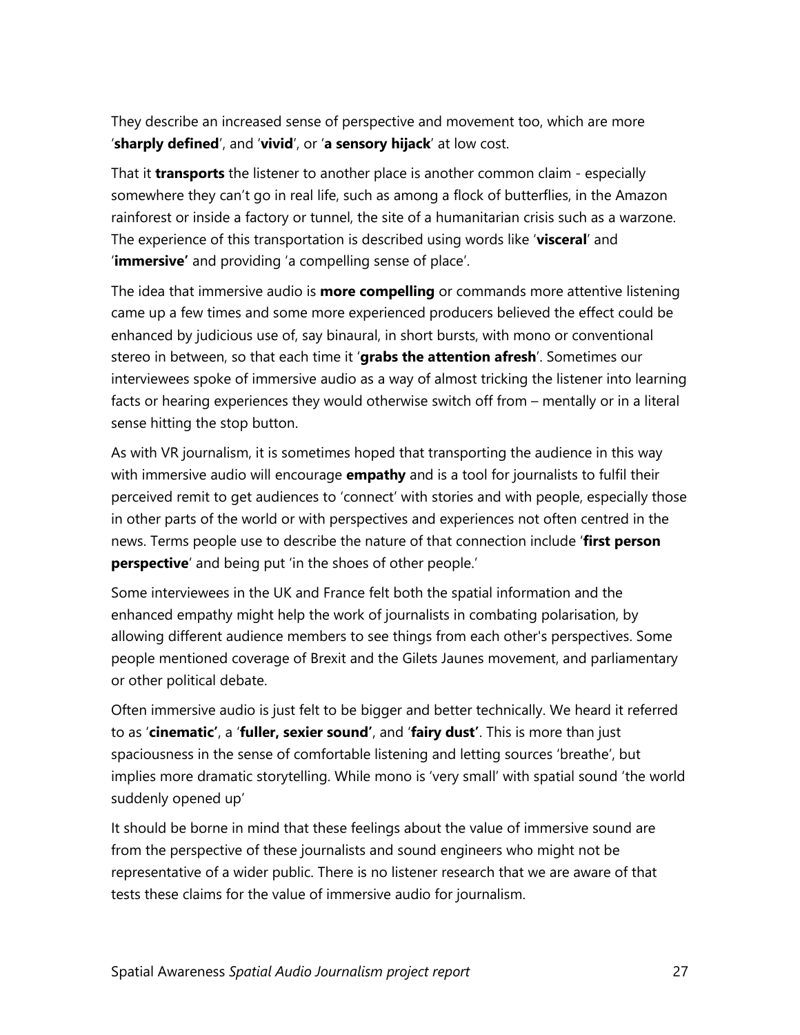They describe an increased sense of perspective and movement too, which are more '**sharply defined**', and '**vivid**', or '**a sensory hijack**' at low cost.

That it **transports** the listener to another place is another common claim - especially somewhere they can't go in real life, such as among a flock of butterflies, in the Amazon rainforest or inside a factory or tunnel, the site of a humanitarian crisis such as a warzone. The experience of this transportation is described using words like '**visceral**' and '**immersive'** and providing 'a compelling sense of place'.

The idea that immersive audio is **more compelling** or commands more attentive listening came up a few times and some more experienced producers believed the effect could be enhanced by judicious use of, say binaural, in short bursts, with mono or conventional stereo in between, so that each time it '**grabs the attention afresh**'. Sometimes our interviewees spoke of immersive audio as a way of almost tricking the listener into learning facts or hearing experiences they would otherwise switch off from – mentally or in a literal sense hitting the stop button.

As with VR journalism, it is sometimes hoped that transporting the audience in this way with immersive audio will encourage **empathy** and is a tool for journalists to fulfil their perceived remit to get audiences to 'connect' with stories and with people, especially those in other parts of the world or with perspectives and experiences not often centred in the news. Terms people use to describe the nature of that connection include '**first person perspective**' and being put 'in the shoes of other people.'

Some interviewees in the UK and France felt both the spatial information and the enhanced empathy might help the work of journalists in combating polarisation, by allowing different audience members to see things from each other's perspectives. Some people mentioned coverage of Brexit and the Gilets Jaunes movement, and parliamentary or other political debate.

Often immersive audio is just felt to be bigger and better technically. We heard it referred to as '**cinematic'**, a '**fuller, sexier sound'**, and '**fairy dust'**. This is more than just spaciousness in the sense of comfortable listening and letting sources 'breathe', but implies more dramatic storytelling. While mono is 'very small' with spatial sound 'the world suddenly opened up'

It should be borne in mind that these feelings about the value of immersive sound are from the perspective of these journalists and sound engineers who might not be representative of a wider public. There is no listener research that we are aware of that tests these claims for the value of immersive audio for journalism.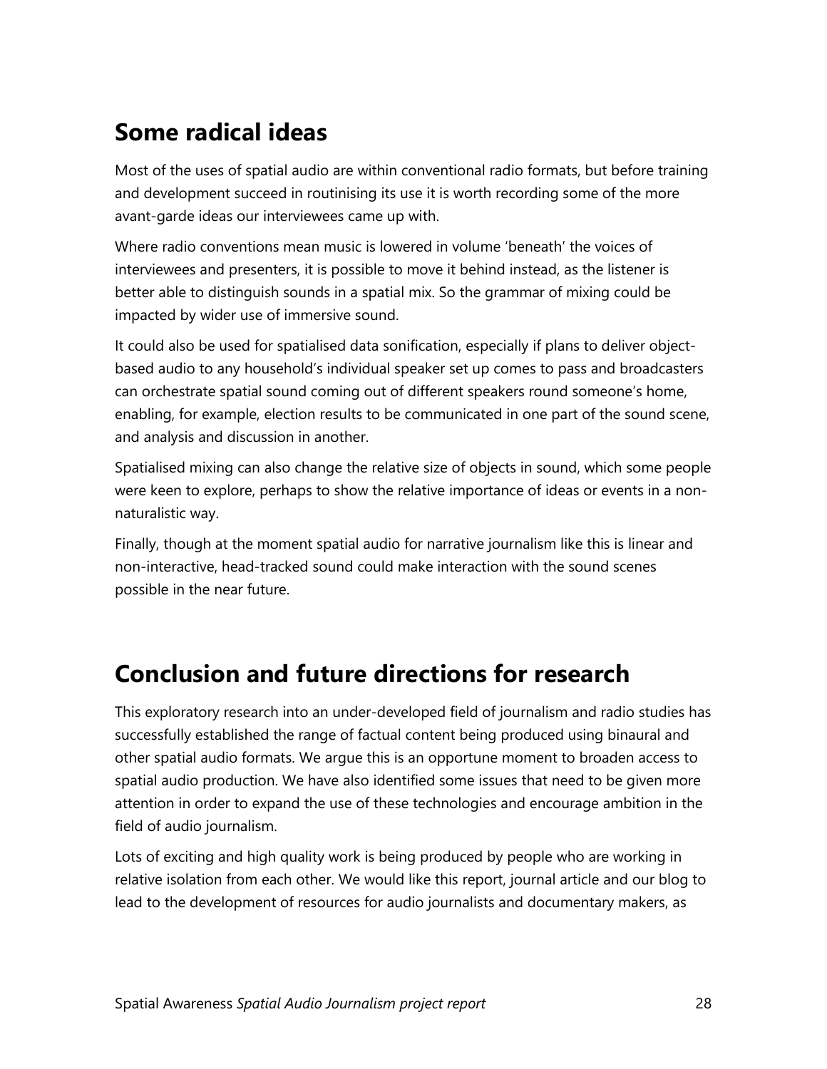## Some radical ideas

Most of the uses of spatial audio are within conventional radio formats, but before training and development succeed in routinising its use it is worth recording some of the more avant-garde ideas our interviewees came up with.

Where radio conventions mean music is lowered in volume 'beneath' the voices of interviewees and presenters, it is possible to move it behind instead, as the listener is better able to distinguish sounds in a spatial mix. So the grammar of mixing could be impacted by wider use of immersive sound.

It could also be used for spatialised data sonification, especially if plans to deliver object-based audio to any household's individual speaker set up comes to pass and broadcasters can orchestrate spatial sound coming out of different speakers round someone's home, enabling, for example, election results to be communicated in one part of the sound scene, and analysis and discussion in another.

Spatialised mixing can also change the relative size of objects in sound, which some people were keen to explore, perhaps to show the relative importance of ideas or events in a non-naturalistic way.

Finally, though at the moment spatial audio for narrative journalism like this is linear and non-interactive, head-tracked sound could make interaction with the sound scenes possible in the near future.

## Conclusion and future directions for research

This exploratory research into an under-developed field of journalism and radio studies has successfully established the range of factual content being produced using binaural and other spatial audio formats. We argue this is an opportune moment to broaden access to spatial audio production. We have also identified some issues that need to be given more attention in order to expand the use of these technologies and encourage ambition in the field of audio journalism.

Lots of exciting and high quality work is being produced by people who are working in relative isolation from each other. We would like this report, journal article and our blog to lead to the development of resources for audio journalists and documentary makers, as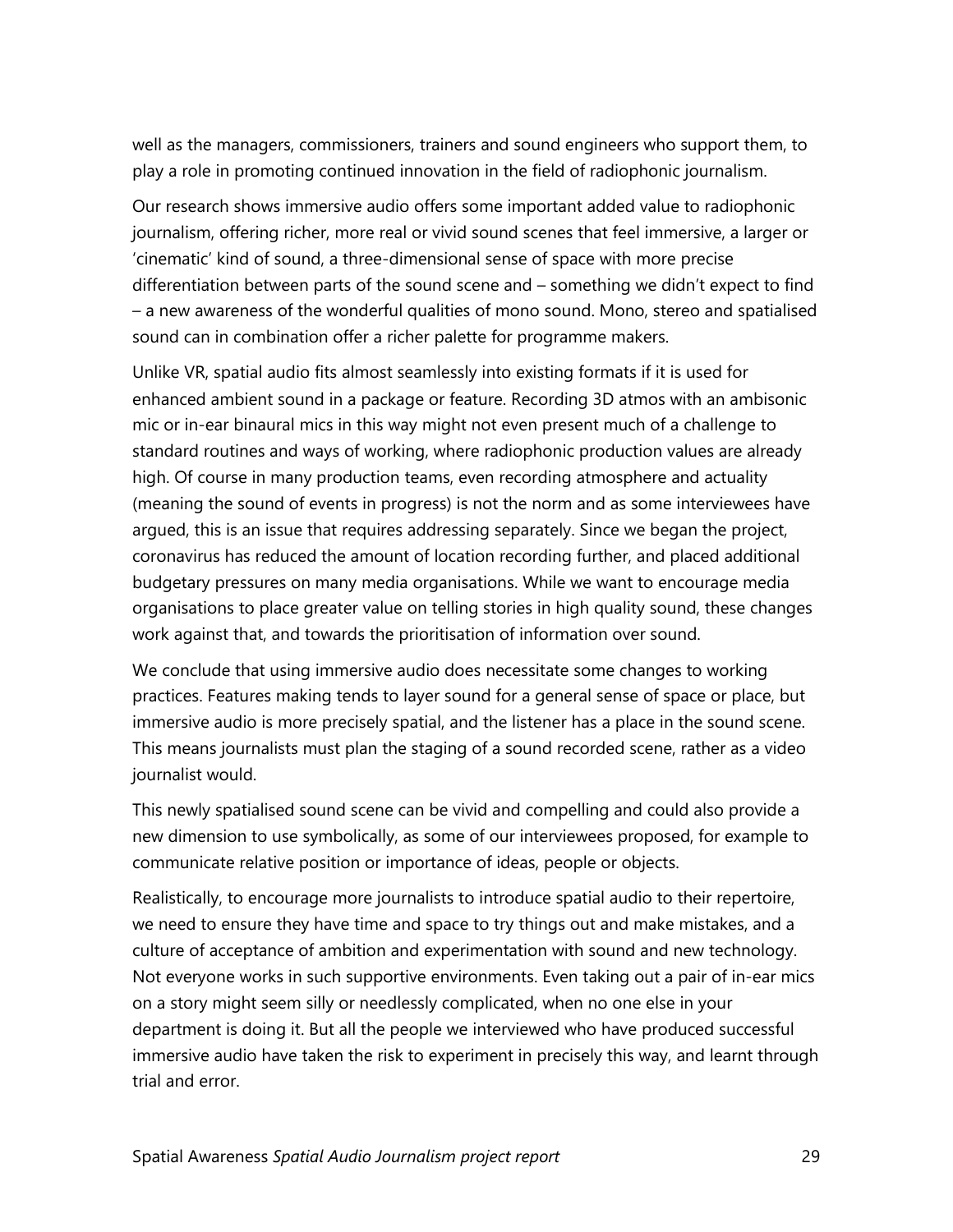well as the managers, commissioners, trainers and sound engineers who support them, to play a role in promoting continued innovation in the field of radiophonic journalism.

Our research shows immersive audio offers some important added value to radiophonic journalism, offering richer, more real or vivid sound scenes that feel immersive, a larger or 'cinematic' kind of sound, a three-dimensional sense of space with more precise differentiation between parts of the sound scene and – something we didn't expect to find – a new awareness of the wonderful qualities of mono sound. Mono, stereo and spatialised sound can in combination offer a richer palette for programme makers.

Unlike VR, spatial audio fits almost seamlessly into existing formats if it is used for enhanced ambient sound in a package or feature. Recording 3D atmos with an ambisonic mic or in-ear binaural mics in this way might not even present much of a challenge to standard routines and ways of working, where radiophonic production values are already high. Of course in many production teams, even recording atmosphere and actuality (meaning the sound of events in progress) is not the norm and as some interviewees have argued, this is an issue that requires addressing separately. Since we began the project, coronavirus has reduced the amount of location recording further, and placed additional budgetary pressures on many media organisations. While we want to encourage media organisations to place greater value on telling stories in high quality sound, these changes work against that, and towards the prioritisation of information over sound.

We conclude that using immersive audio does necessitate some changes to working practices. Features making tends to layer sound for a general sense of space or place, but immersive audio is more precisely spatial, and the listener has a place in the sound scene. This means journalists must plan the staging of a sound recorded scene, rather as a video journalist would.

This newly spatialised sound scene can be vivid and compelling and could also provide a new dimension to use symbolically, as some of our interviewees proposed, for example to communicate relative position or importance of ideas, people or objects.

Realistically, to encourage more journalists to introduce spatial audio to their repertoire, we need to ensure they have time and space to try things out and make mistakes, and a culture of acceptance of ambition and experimentation with sound and new technology. Not everyone works in such supportive environments. Even taking out a pair of in-ear mics on a story might seem silly or needlessly complicated, when no one else in your department is doing it. But all the people we interviewed who have produced successful immersive audio have taken the risk to experiment in precisely this way, and learnt through trial and error.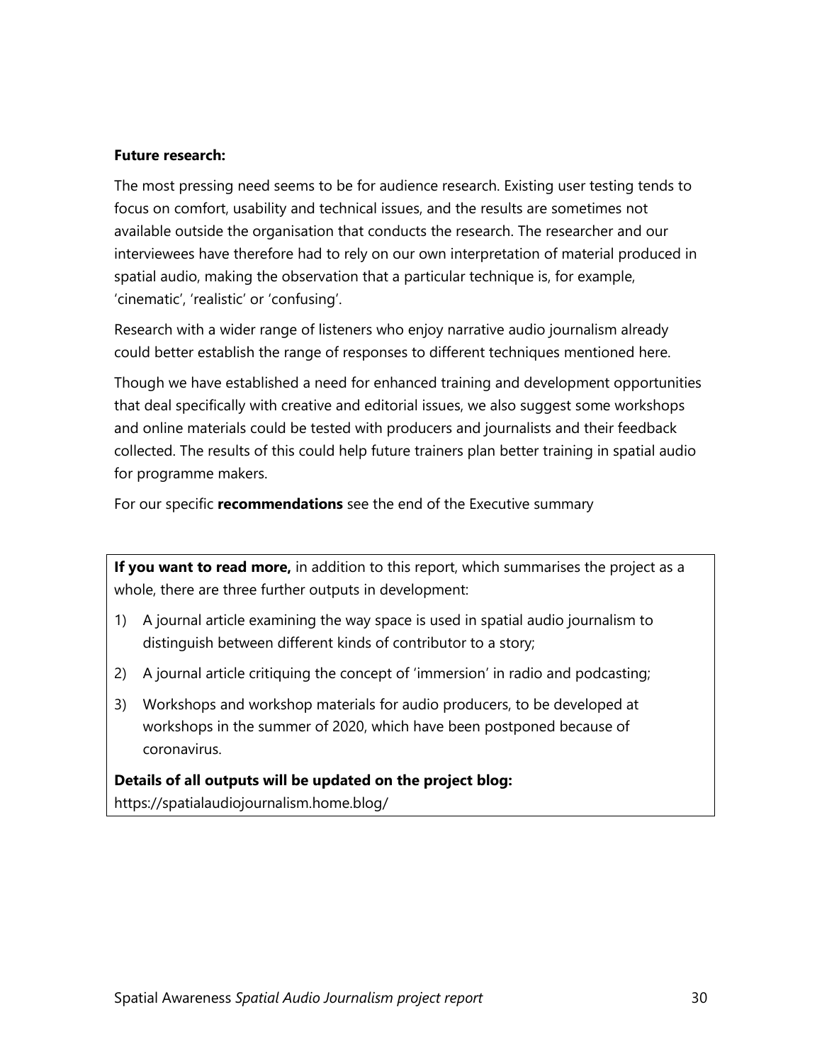**Future research:**

The most pressing need seems to be for audience research. Existing user testing tends to focus on comfort, usability and technical issues, and the results are sometimes not available outside the organisation that conducts the research. The researcher and our interviewees have therefore had to rely on our own interpretation of material produced in spatial audio, making the observation that a particular technique is, for example, 'cinematic', 'realistic' or 'confusing'.

Research with a wider range of listeners who enjoy narrative audio journalism already could better establish the range of responses to different techniques mentioned here.

Though we have established a need for enhanced training and development opportunities that deal specifically with creative and editorial issues, we also suggest some workshops and online materials could be tested with producers and journalists and their feedback collected. The results of this could help future trainers plan better training in spatial audio for programme makers.

For our specific **recommendations** see the end of the Executive summary

**If you want to read more,** in addition to this report, which summarises the project as a whole, there are three further outputs in development:

1) A journal article examining the way space is used in spatial audio journalism to distinguish between different kinds of contributor to a story;
2) A journal article critiquing the concept of 'immersion' in radio and podcasting;
3) Workshops and workshop materials for audio producers, to be developed at workshops in the summer of 2020, which have been postponed because of coronavirus.

**Details of all outputs will be updated on the project blog:**
https://spatialaudiojournalism.home.blog/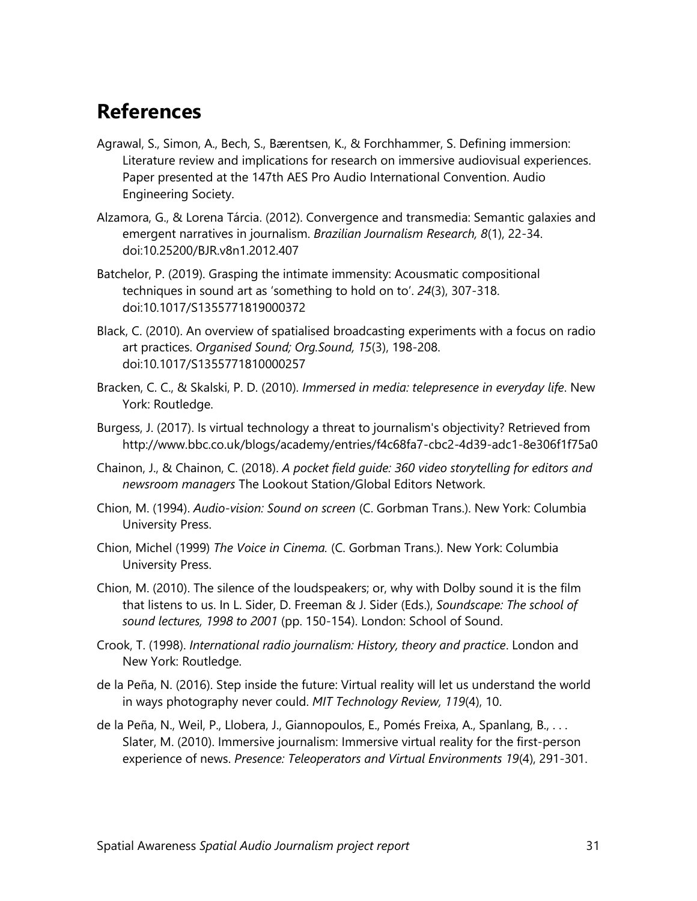# References

Agrawal, S., Simon, A., Bech, S., Bærentsen, K., & Forchhammer, S. Defining immersion: Literature review and implications for research on immersive audiovisual experiences. Paper presented at the 147th AES Pro Audio International Convention. Audio Engineering Society.

Alzamora, G., & Lorena Tárcia. (2012). Convergence and transmedia: Semantic galaxies and emergent narratives in journalism. *Brazilian Journalism Research, 8*(1), 22-34. doi:10.25200/BJR.v8n1.2012.407

Batchelor, P. (2019). Grasping the intimate immensity: Acousmatic compositional techniques in sound art as 'something to hold on to'. *24*(3), 307-318. doi:10.1017/S1355771819000372

Black, C. (2010). An overview of spatialised broadcasting experiments with a focus on radio art practices. *Organised Sound; Org.Sound, 15*(3), 198-208. doi:10.1017/S1355771810000257

Bracken, C. C., & Skalski, P. D. (2010). *Immersed in media: telepresence in everyday life*. New York: Routledge.

Burgess, J. (2017). Is virtual technology a threat to journalism's objectivity? Retrieved from http://www.bbc.co.uk/blogs/academy/entries/f4c68fa7-cbc2-4d39-adc1-8e306f1f75a0

Chainon, J., & Chainon, C. (2018). *A pocket field guide: 360 video storytelling for editors and newsroom managers* The Lookout Station/Global Editors Network.

Chion, M. (1994). *Audio-vision: Sound on screen* (C. Gorbman Trans.). New York: Columbia University Press.

Chion, Michel (1999) *The Voice in Cinema.* (C. Gorbman Trans.). New York: Columbia University Press.

Chion, M. (2010). The silence of the loudspeakers; or, why with Dolby sound it is the film that listens to us. In L. Sider, D. Freeman & J. Sider (Eds.), *Soundscape: The school of sound lectures, 1998 to 2001* (pp. 150-154). London: School of Sound.

Crook, T. (1998). *International radio journalism: History, theory and practice*. London and New York: Routledge.

de la Peña, N. (2016). Step inside the future: Virtual reality will let us understand the world in ways photography never could. *MIT Technology Review, 119*(4), 10.

de la Peña, N., Weil, P., Llobera, J., Giannopoulos, E., Pomés Freixa, A., Spanlang, B., . . . Slater, M. (2010). Immersive journalism: Immersive virtual reality for the first-person experience of news. *Presence: Teleoperators and Virtual Environments 19*(4), 291-301.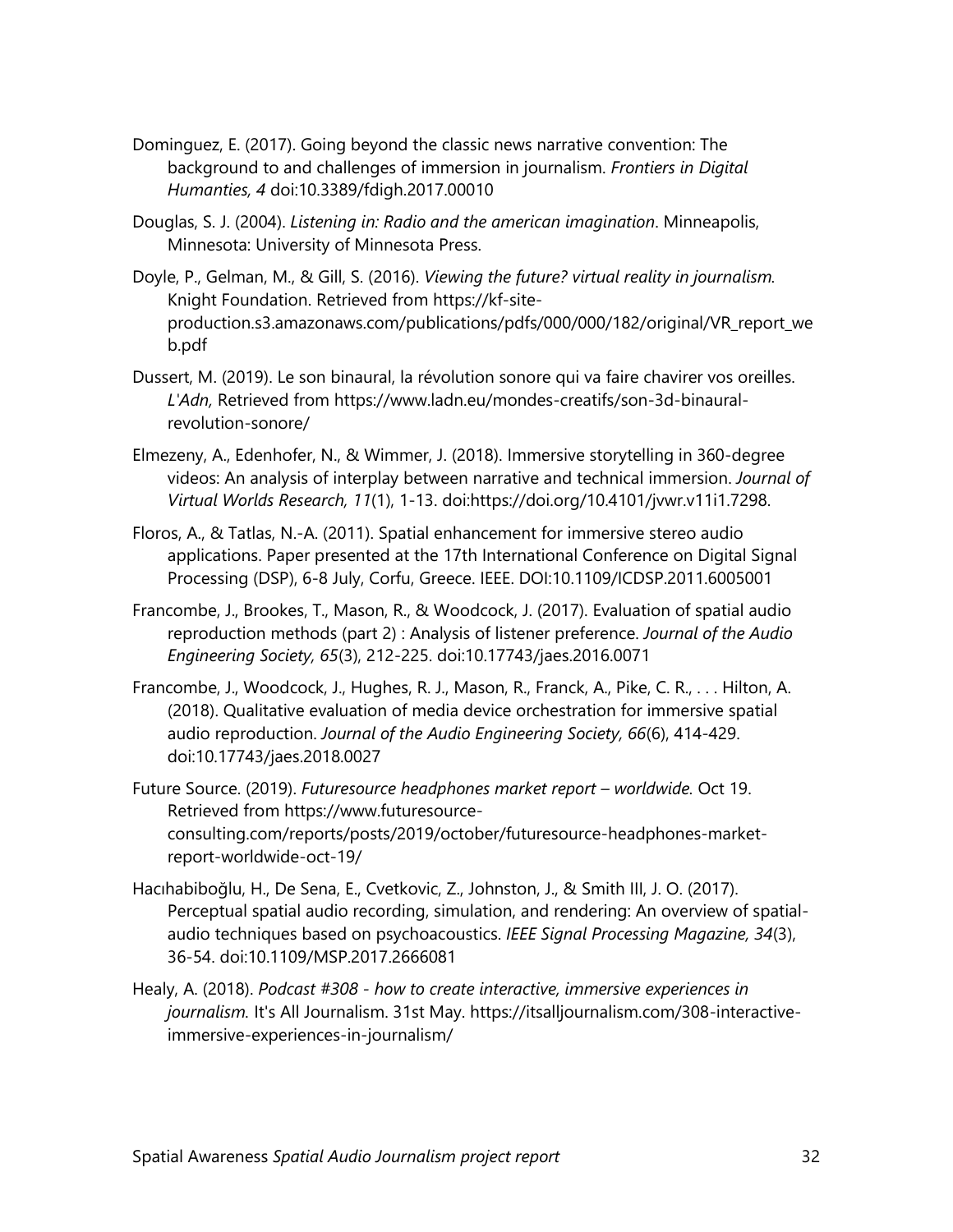Dominguez, E. (2017). Going beyond the classic news narrative convention: The background to and challenges of immersion in journalism. *Frontiers in Digital Humanties, 4* doi:10.3389/fdigh.2017.00010

Douglas, S. J. (2004). *Listening in: Radio and the american imagination*. Minneapolis, Minnesota: University of Minnesota Press.

Doyle, P., Gelman, M., & Gill, S. (2016). *Viewing the future? virtual reality in journalism.* Knight Foundation. Retrieved from https://kf-site-production.s3.amazonaws.com/publications/pdfs/000/000/182/original/VR_report_web.pdf

Dussert, M. (2019). Le son binaural, la révolution sonore qui va faire chavirer vos oreilles. *L'Adn,* Retrieved from https://www.ladn.eu/mondes-creatifs/son-3d-binaural-revolution-sonore/

Elmezeny, A., Edenhofer, N., & Wimmer, J. (2018). Immersive storytelling in 360-degree videos: An analysis of interplay between narrative and technical immersion. *Journal of Virtual Worlds Research, 11*(1), 1-13. doi:https://doi.org/10.4101/jvwr.v11i1.7298.

Floros, A., & Tatlas, N.-A. (2011). Spatial enhancement for immersive stereo audio applications. Paper presented at the 17th International Conference on Digital Signal Processing (DSP), 6-8 July, Corfu, Greece. IEEE. DOI:10.1109/ICDSP.2011.6005001

Francombe, J., Brookes, T., Mason, R., & Woodcock, J. (2017). Evaluation of spatial audio reproduction methods (part 2) : Analysis of listener preference. *Journal of the Audio Engineering Society, 65*(3), 212-225. doi:10.17743/jaes.2016.0071

Francombe, J., Woodcock, J., Hughes, R. J., Mason, R., Franck, A., Pike, C. R., . . . Hilton, A. (2018). Qualitative evaluation of media device orchestration for immersive spatial audio reproduction. *Journal of the Audio Engineering Society, 66*(6), 414-429. doi:10.17743/jaes.2018.0027

Future Source. (2019). *Futuresource headphones market report – worldwide.* Oct 19. Retrieved from https://www.futuresource-consulting.com/reports/posts/2019/october/futuresource-headphones-market-report-worldwide-oct-19/

Hacıhabiboğlu, H., De Sena, E., Cvetkovic, Z., Johnston, J., & Smith III, J. O. (2017). Perceptual spatial audio recording, simulation, and rendering: An overview of spatial-audio techniques based on psychoacoustics. *IEEE Signal Processing Magazine, 34*(3), 36-54. doi:10.1109/MSP.2017.2666081

Healy, A. (2018). *Podcast #308 - how to create interactive, immersive experiences in journalism.* It's All Journalism. 31st May. https://itsalljournalism.com/308-interactive-immersive-experiences-in-journalism/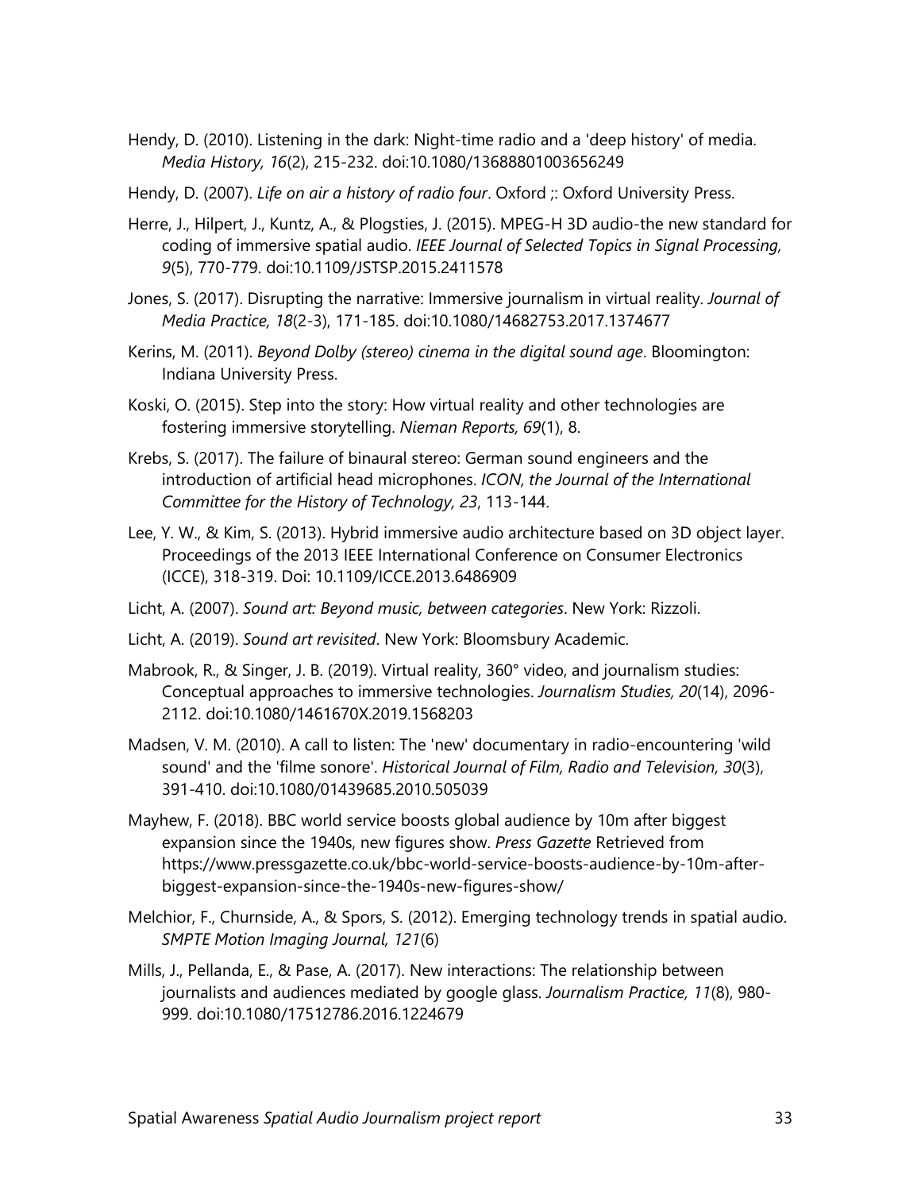Hendy, D. (2010). Listening in the dark: Night-time radio and a 'deep history' of media. *Media History, 16*(2), 215-232. doi:10.1080/13688801003656249

Hendy, D. (2007). *Life on air a history of radio four*. Oxford ;: Oxford University Press.

Herre, J., Hilpert, J., Kuntz, A., & Plogsties, J. (2015). MPEG-H 3D audio-the new standard for coding of immersive spatial audio. *IEEE Journal of Selected Topics in Signal Processing, 9*(5), 770-779. doi:10.1109/JSTSP.2015.2411578

Jones, S. (2017). Disrupting the narrative: Immersive journalism in virtual reality. *Journal of Media Practice, 18*(2-3), 171-185. doi:10.1080/14682753.2017.1374677

Kerins, M. (2011). *Beyond Dolby (stereo) cinema in the digital sound age*. Bloomington: Indiana University Press.

Koski, O. (2015). Step into the story: How virtual reality and other technologies are fostering immersive storytelling. *Nieman Reports, 69*(1), 8.

Krebs, S. (2017). The failure of binaural stereo: German sound engineers and the introduction of artificial head microphones. *ICON, the Journal of the International Committee for the History of Technology, 23*, 113-144.

Lee, Y. W., & Kim, S. (2013). Hybrid immersive audio architecture based on 3D object layer. Proceedings of the 2013 IEEE International Conference on Consumer Electronics (ICCE), 318-319. Doi: 10.1109/ICCE.2013.6486909

Licht, A. (2007). *Sound art: Beyond music, between categories*. New York: Rizzoli.

Licht, A. (2019). *Sound art revisited*. New York: Bloomsbury Academic.

Mabrook, R., & Singer, J. B. (2019). Virtual reality, 360° video, and journalism studies: Conceptual approaches to immersive technologies. *Journalism Studies, 20*(14), 2096-2112. doi:10.1080/1461670X.2019.1568203

Madsen, V. M. (2010). A call to listen: The 'new' documentary in radio-encountering 'wild sound' and the 'filme sonore'. *Historical Journal of Film, Radio and Television, 30*(3), 391-410. doi:10.1080/01439685.2010.505039

Mayhew, F. (2018). BBC world service boosts global audience by 10m after biggest expansion since the 1940s, new figures show. *Press Gazette* Retrieved from https://www.pressgazette.co.uk/bbc-world-service-boosts-audience-by-10m-after-biggest-expansion-since-the-1940s-new-figures-show/

Melchior, F., Churnside, A., & Spors, S. (2012). Emerging technology trends in spatial audio. *SMPTE Motion Imaging Journal, 121*(6)

Mills, J., Pellanda, E., & Pase, A. (2017). New interactions: The relationship between journalists and audiences mediated by google glass. *Journalism Practice, 11*(8), 980-999. doi:10.1080/17512786.2016.1224679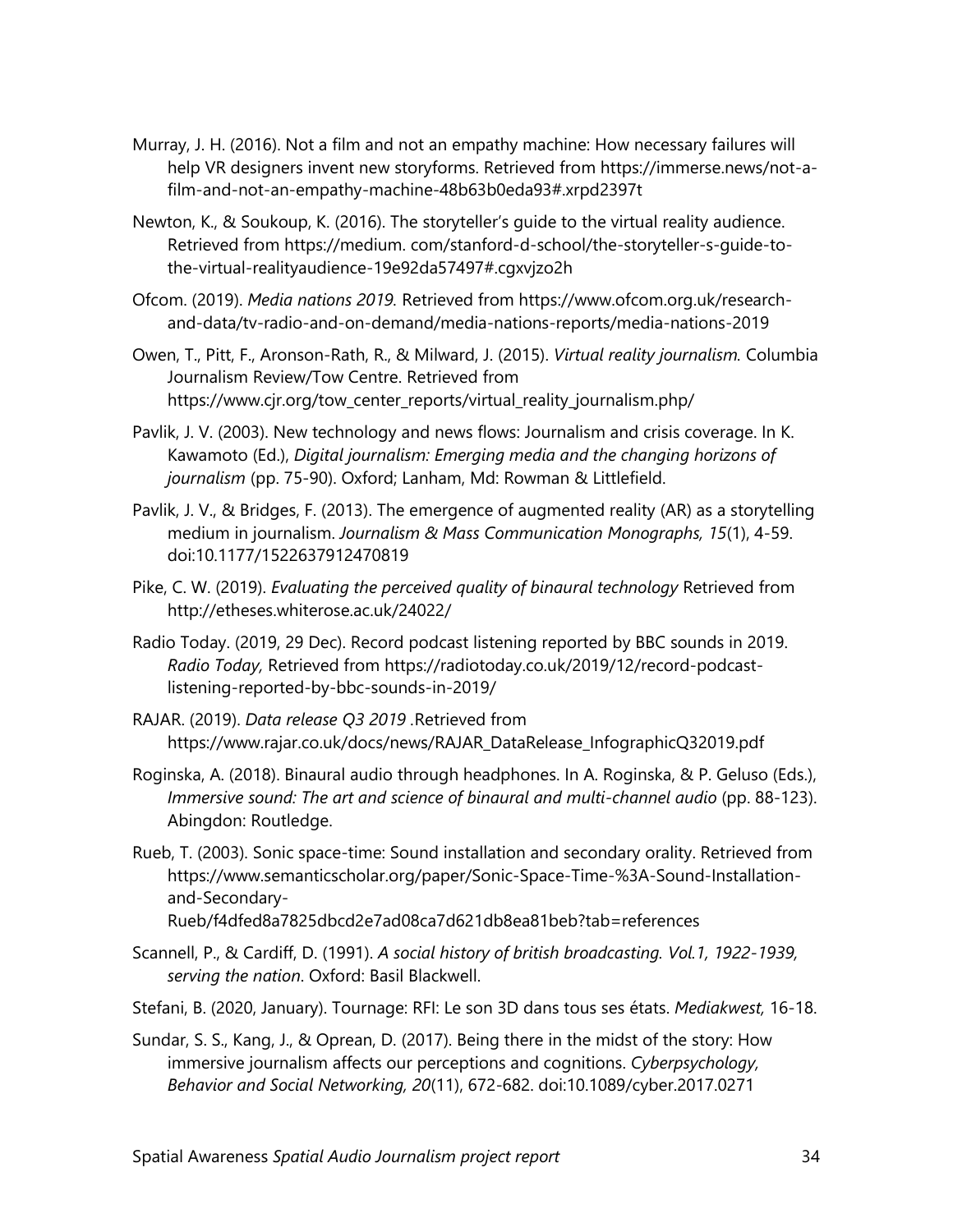Murray, J. H. (2016). Not a film and not an empathy machine: How necessary failures will help VR designers invent new storyforms. Retrieved from https://immerse.news/not-a-film-and-not-an-empathy-machine-48b63b0eda93#.xrpd2397t

Newton, K., & Soukoup, K. (2016). The storyteller's guide to the virtual reality audience. Retrieved from https://medium. com/stanford-d-school/the-storyteller-s-guide-to-the-virtual-realityaudience-19e92da57497#.cgxvjzo2h

Ofcom. (2019). *Media nations 2019.* Retrieved from https://www.ofcom.org.uk/research-and-data/tv-radio-and-on-demand/media-nations-reports/media-nations-2019

Owen, T., Pitt, F., Aronson-Rath, R., & Milward, J. (2015). *Virtual reality journalism.* Columbia Journalism Review/Tow Centre. Retrieved from https://www.cjr.org/tow_center_reports/virtual_reality_journalism.php/

Pavlik, J. V. (2003). New technology and news flows: Journalism and crisis coverage. In K. Kawamoto (Ed.), *Digital journalism: Emerging media and the changing horizons of journalism* (pp. 75-90). Oxford; Lanham, Md: Rowman & Littlefield.

Pavlik, J. V., & Bridges, F. (2013). The emergence of augmented reality (AR) as a storytelling medium in journalism. *Journalism & Mass Communication Monographs, 15*(1), 4-59. doi:10.1177/1522637912470819

Pike, C. W. (2019). *Evaluating the perceived quality of binaural technology* Retrieved from http://etheses.whiterose.ac.uk/24022/

Radio Today. (2019, 29 Dec). Record podcast listening reported by BBC sounds in 2019. *Radio Today,* Retrieved from https://radiotoday.co.uk/2019/12/record-podcast-listening-reported-by-bbc-sounds-in-2019/

RAJAR. (2019). *Data release Q3 2019* .Retrieved from https://www.rajar.co.uk/docs/news/RAJAR_DataRelease_InfographicQ32019.pdf

Roginska, A. (2018). Binaural audio through headphones. In A. Roginska, & P. Geluso (Eds.), *Immersive sound: The art and science of binaural and multi-channel audio* (pp. 88-123). Abingdon: Routledge.

Rueb, T. (2003). Sonic space-time: Sound installation and secondary orality. Retrieved from https://www.semanticscholar.org/paper/Sonic-Space-Time-%3A-Sound-Installation-and-Secondary-Rueb/f4dfed8a7825dbcd2e7ad08ca7d621db8ea81beb?tab=references

Scannell, P., & Cardiff, D. (1991). *A social history of british broadcasting. Vol.1, 1922-1939, serving the nation*. Oxford: Basil Blackwell.

Stefani, B. (2020, January). Tournage: RFI: Le son 3D dans tous ses états. *Mediakwest,* 16-18.

Sundar, S. S., Kang, J., & Oprean, D. (2017). Being there in the midst of the story: How immersive journalism affects our perceptions and cognitions. *Cyberpsychology, Behavior and Social Networking, 20*(11), 672-682. doi:10.1089/cyber.2017.0271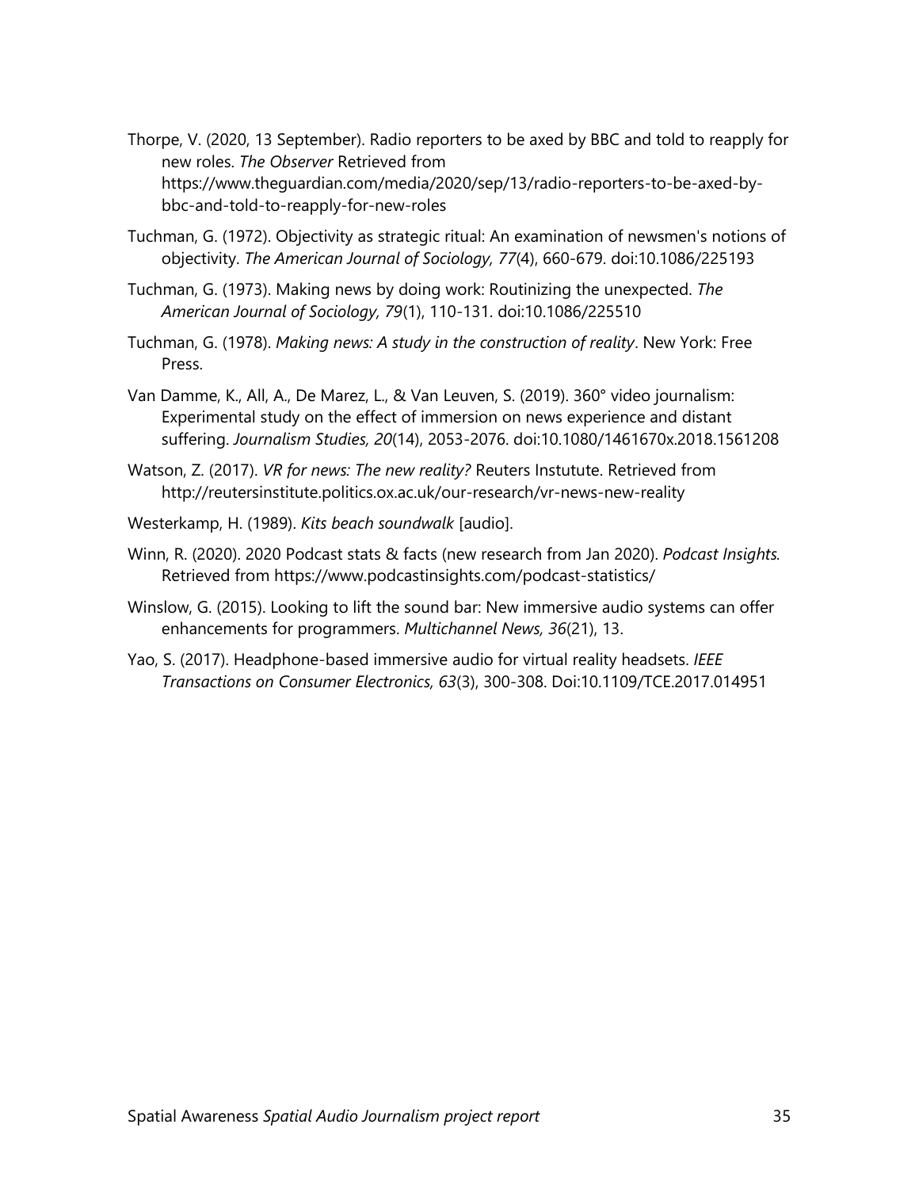Thorpe, V. (2020, 13 September). Radio reporters to be axed by BBC and told to reapply for new roles. *The Observer* Retrieved from https://www.theguardian.com/media/2020/sep/13/radio-reporters-to-be-axed-by-bbc-and-told-to-reapply-for-new-roles

Tuchman, G. (1972). Objectivity as strategic ritual: An examination of newsmen's notions of objectivity. *The American Journal of Sociology, 77*(4), 660-679. doi:10.1086/225193

Tuchman, G. (1973). Making news by doing work: Routinizing the unexpected. *The American Journal of Sociology, 79*(1), 110-131. doi:10.1086/225510

Tuchman, G. (1978). *Making news: A study in the construction of reality*. New York: Free Press.

Van Damme, K., All, A., De Marez, L., & Van Leuven, S. (2019). 360° video journalism: Experimental study on the effect of immersion on news experience and distant suffering. *Journalism Studies, 20*(14), 2053-2076. doi:10.1080/1461670x.2018.1561208

Watson, Z. (2017). *VR for news: The new reality?* Reuters Instutute. Retrieved from http://reutersinstitute.politics.ox.ac.uk/our-research/vr-news-new-reality

Westerkamp, H. (1989). *Kits beach soundwalk* [audio].

Winn, R. (2020). 2020 Podcast stats & facts (new research from Jan 2020). *Podcast Insights*. Retrieved from https://www.podcastinsights.com/podcast-statistics/

Winslow, G. (2015). Looking to lift the sound bar: New immersive audio systems can offer enhancements for programmers. *Multichannel News, 36*(21), 13.

Yao, S. (2017). Headphone-based immersive audio for virtual reality headsets. *IEEE Transactions on Consumer Electronics, 63*(3), 300-308. Doi:10.1109/TCE.2017.014951